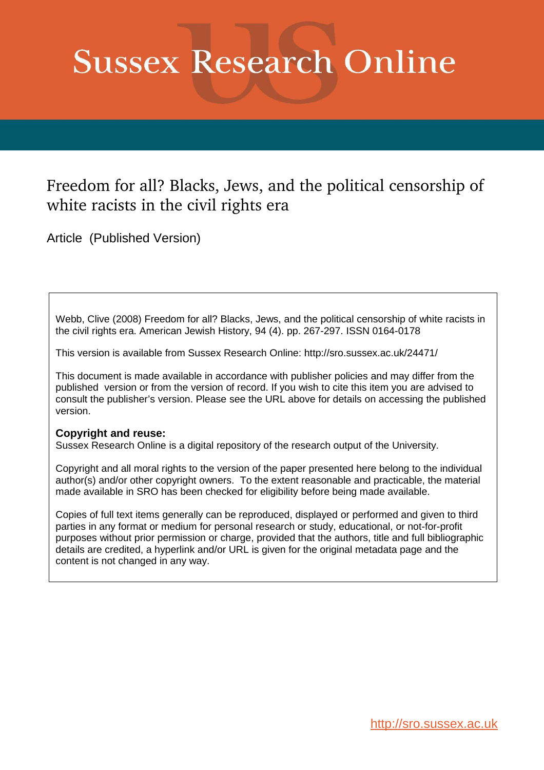# Sussex Research Online

## Freedom for all? Blacks, Jews, and the political censorship of white racists in the civil rights era

Article (Published Version)

Webb, Clive (2008) Freedom for all? Blacks, Jews, and the political censorship of white racists in the civil rights era. American Jewish History, 94 (4). pp. 267-297. ISSN 0164-0178

This version is available from Sussex Research Online: http://sro.sussex.ac.uk/24471/

This document is made available in accordance with publisher policies and may differ from the published version or from the version of record. If you wish to cite this item you are advised to consult the publisher's version. Please see the URL above for details on accessing the published version.

**Copyright and reuse:**
Sussex Research Online is a digital repository of the research output of the University.

Copyright and all moral rights to the version of the paper presented here belong to the individual author(s) and/or other copyright owners. To the extent reasonable and practicable, the material made available in SRO has been checked for eligibility before being made available.

Copies of full text items generally can be reproduced, displayed or performed and given to third parties in any format or medium for personal research or study, educational, or not-for-profit purposes without prior permission or charge, provided that the authors, title and full bibliographic details are credited, a hyperlink and/or URL is given for the original metadata page and the content is not changed in any way.

http://sro.sussex.ac.uk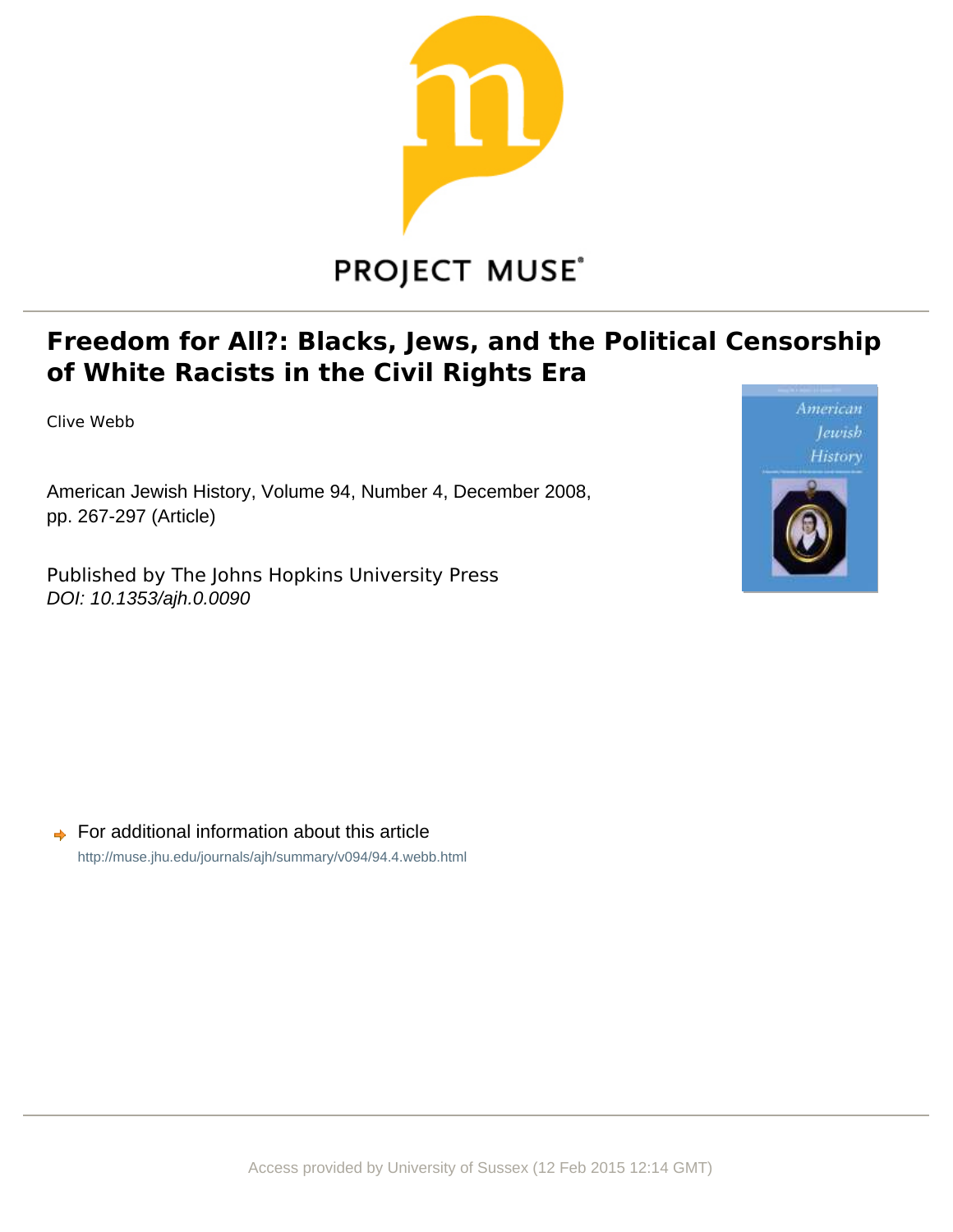# Freedom for All?: Blacks, Jews, and the Political Censorship of White Racists in the Civil Rights Era

Clive Webb

American Jewish History, Volume 94, Number 4, December 2008, pp. 267-297 (Article)

Published by The Johns Hopkins University Press
*DOI: 10.1353/ajh.0.0090*

For additional information about this article
http://muse.jhu.edu/journals/ajh/summary/v094/94.4.webb.html

Access provided by University of Sussex (12 Feb 2015 12:14 GMT)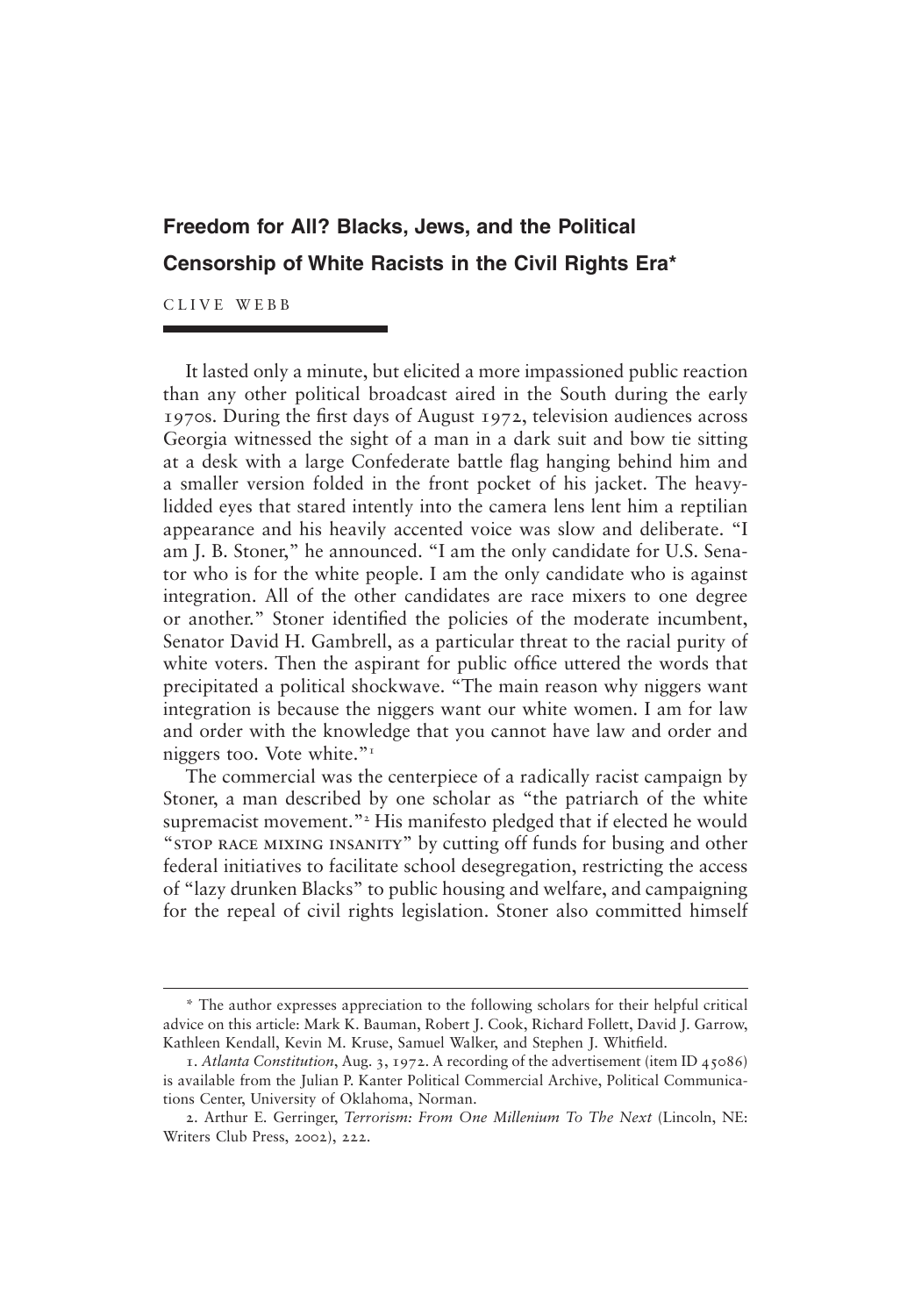# Freedom for All? Blacks, Jews, and the Political Censorship of White Racists in the Civil Rights Era*

CLIVE WEBB

It lasted only a minute, but elicited a more impassioned public reaction than any other political broadcast aired in the South during the early 1970s. During the first days of August 1972, television audiences across Georgia witnessed the sight of a man in a dark suit and bow tie sitting at a desk with a large Confederate battle flag hanging behind him and a smaller version folded in the front pocket of his jacket. The heavy-lidded eyes that stared intently into the camera lens lent him a reptilian appearance and his heavily accented voice was slow and deliberate. "I am J. B. Stoner," he announced. "I am the only candidate for U.S. Senator who is for the white people. I am the only candidate who is against integration. All of the other candidates are race mixers to one degree or another." Stoner identified the policies of the moderate incumbent, Senator David H. Gambrell, as a particular threat to the racial purity of white voters. Then the aspirant for public office uttered the words that precipitated a political shockwave. "The main reason why niggers want integration is because the niggers want our white women. I am for law and order with the knowledge that you cannot have law and order and niggers too. Vote white."[1]

The commercial was the centerpiece of a radically racist campaign by Stoner, a man described by one scholar as "the patriarch of the white supremacist movement."[2] His manifesto pledged that if elected he would "STOP RACE MIXING INSANITY" by cutting off funds for busing and other federal initiatives to facilitate school desegregation, restricting the access of "lazy drunken Blacks" to public housing and welfare, and campaigning for the repeal of civil rights legislation. Stoner also committed himself

---

\* The author expresses appreciation to the following scholars for their helpful critical advice on this article: Mark K. Bauman, Robert J. Cook, Richard Follett, David J. Garrow, Kathleen Kendall, Kevin M. Kruse, Samuel Walker, and Stephen J. Whitfield.

1. *Atlanta Constitution*, Aug. 3, 1972. A recording of the advertisement (item ID 45086) is available from the Julian P. Kanter Political Commercial Archive, Political Communications Center, University of Oklahoma, Norman.

2. Arthur E. Gerringer, *Terrorism: From One Millenium To The Next* (Lincoln, NE: Writers Club Press, 2002), 222.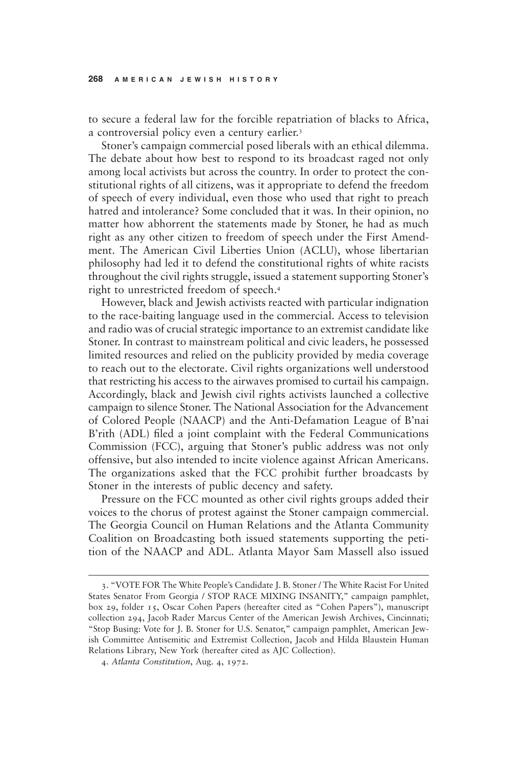to secure a federal law for the forcible repatriation of blacks to Africa, a controversial policy even a century earlier.[3]

Stoner's campaign commercial posed liberals with an ethical dilemma. The debate about how best to respond to its broadcast raged not only among local activists but across the country. In order to protect the constitutional rights of all citizens, was it appropriate to defend the freedom of speech of every individual, even those who used that right to preach hatred and intolerance? Some concluded that it was. In their opinion, no matter how abhorrent the statements made by Stoner, he had as much right as any other citizen to freedom of speech under the First Amendment. The American Civil Liberties Union (ACLU), whose libertarian philosophy had led it to defend the constitutional rights of white racists throughout the civil rights struggle, issued a statement supporting Stoner's right to unrestricted freedom of speech.[4]

However, black and Jewish activists reacted with particular indignation to the race-baiting language used in the commercial. Access to television and radio was of crucial strategic importance to an extremist candidate like Stoner. In contrast to mainstream political and civic leaders, he possessed limited resources and relied on the publicity provided by media coverage to reach out to the electorate. Civil rights organizations well understood that restricting his access to the airwaves promised to curtail his campaign. Accordingly, black and Jewish civil rights activists launched a collective campaign to silence Stoner. The National Association for the Advancement of Colored People (NAACP) and the Anti-Defamation League of B'nai B'rith (ADL) filed a joint complaint with the Federal Communications Commission (FCC), arguing that Stoner's public address was not only offensive, but also intended to incite violence against African Americans. The organizations asked that the FCC prohibit further broadcasts by Stoner in the interests of public decency and safety.

Pressure on the FCC mounted as other civil rights groups added their voices to the chorus of protest against the Stoner campaign commercial. The Georgia Council on Human Relations and the Atlanta Community Coalition on Broadcasting both issued statements supporting the petition of the NAACP and ADL. Atlanta Mayor Sam Massell also issued

---

3. "VOTE FOR The White People's Candidate J. B. Stoner / The White Racist For United States Senator From Georgia / STOP RACE MIXING INSANITY," campaign pamphlet, box 29, folder 15, Oscar Cohen Papers (hereafter cited as "Cohen Papers"), manuscript collection 294, Jacob Rader Marcus Center of the American Jewish Archives, Cincinnati; "Stop Busing: Vote for J. B. Stoner for U.S. Senator," campaign pamphlet, American Jewish Committee Antisemitic and Extremist Collection, Jacob and Hilda Blaustein Human Relations Library, New York (hereafter cited as AJC Collection).

4. *Atlanta Constitution*, Aug. 4, 1972.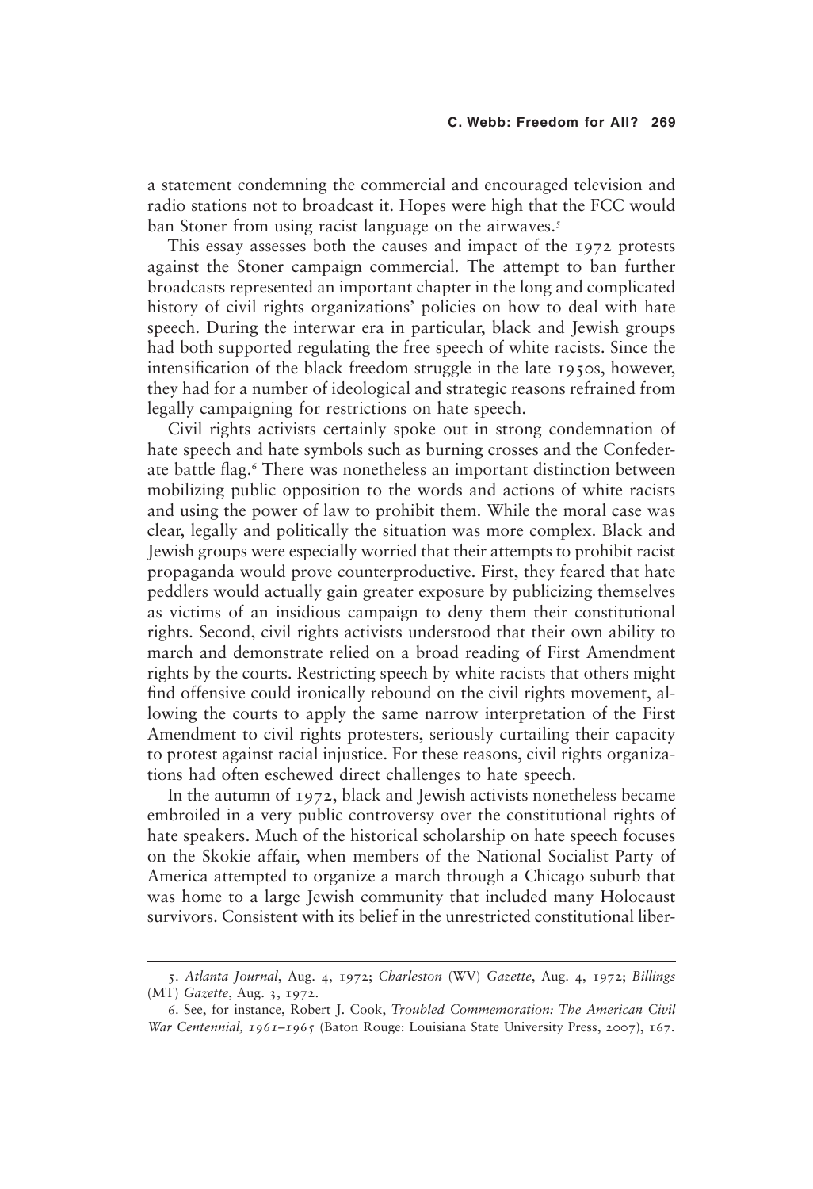a statement condemning the commercial and encouraged television and radio stations not to broadcast it. Hopes were high that the FCC would ban Stoner from using racist language on the airwaves.[5]

This essay assesses both the causes and impact of the 1972 protests against the Stoner campaign commercial. The attempt to ban further broadcasts represented an important chapter in the long and complicated history of civil rights organizations' policies on how to deal with hate speech. During the interwar era in particular, black and Jewish groups had both supported regulating the free speech of white racists. Since the intensification of the black freedom struggle in the late 1950s, however, they had for a number of ideological and strategic reasons refrained from legally campaigning for restrictions on hate speech.

Civil rights activists certainly spoke out in strong condemnation of hate speech and hate symbols such as burning crosses and the Confederate battle flag.[6] There was nonetheless an important distinction between mobilizing public opposition to the words and actions of white racists and using the power of law to prohibit them. While the moral case was clear, legally and politically the situation was more complex. Black and Jewish groups were especially worried that their attempts to prohibit racist propaganda would prove counterproductive. First, they feared that hate peddlers would actually gain greater exposure by publicizing themselves as victims of an insidious campaign to deny them their constitutional rights. Second, civil rights activists understood that their own ability to march and demonstrate relied on a broad reading of First Amendment rights by the courts. Restricting speech by white racists that others might find offensive could ironically rebound on the civil rights movement, allowing the courts to apply the same narrow interpretation of the First Amendment to civil rights protesters, seriously curtailing their capacity to protest against racial injustice. For these reasons, civil rights organizations had often eschewed direct challenges to hate speech.

In the autumn of 1972, black and Jewish activists nonetheless became embroiled in a very public controversy over the constitutional rights of hate speakers. Much of the historical scholarship on hate speech focuses on the Skokie affair, when members of the National Socialist Party of America attempted to organize a march through a Chicago suburb that was home to a large Jewish community that included many Holocaust survivors. Consistent with its belief in the unrestricted constitutional liber-

5. *Atlanta Journal*, Aug. 4, 1972; *Charleston* (WV) *Gazette*, Aug. 4, 1972; *Billings* (MT) *Gazette*, Aug. 3, 1972.

6. See, for instance, Robert J. Cook, *Troubled Commemoration: The American Civil War Centennial, 1961–1965* (Baton Rouge: Louisiana State University Press, 2007), 167.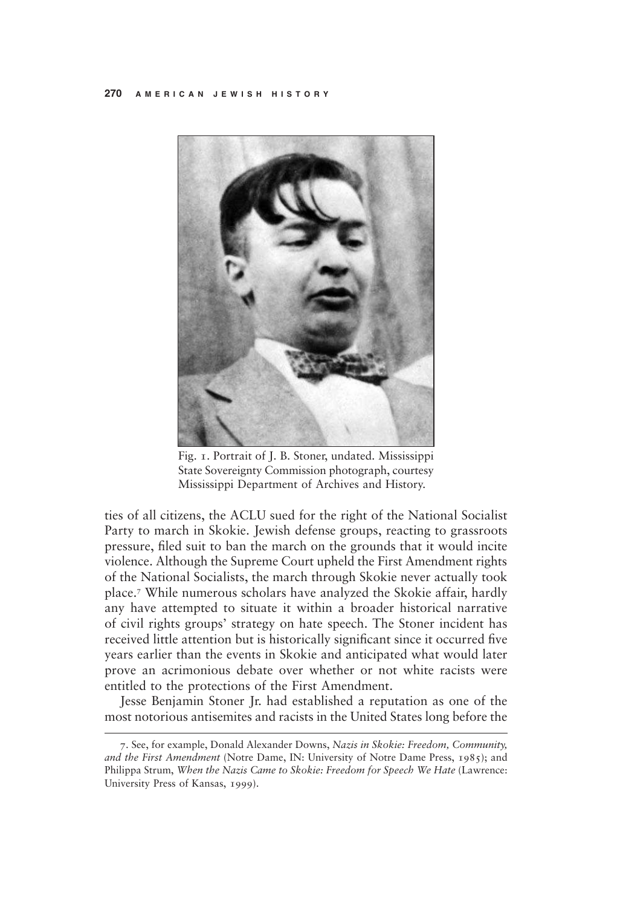Fig. 1. Portrait of J. B. Stoner, undated. Mississippi State Sovereignty Commission photograph, courtesy Mississippi Department of Archives and History.

ties of all citizens, the ACLU sued for the right of the National Socialist Party to march in Skokie. Jewish defense groups, reacting to grassroots pressure, filed suit to ban the march on the grounds that it would incite violence. Although the Supreme Court upheld the First Amendment rights of the National Socialists, the march through Skokie never actually took place.[7] While numerous scholars have analyzed the Skokie affair, hardly any have attempted to situate it within a broader historical narrative of civil rights groups' strategy on hate speech. The Stoner incident has received little attention but is historically significant since it occurred five years earlier than the events in Skokie and anticipated what would later prove an acrimonious debate over whether or not white racists were entitled to the protections of the First Amendment.

Jesse Benjamin Stoner Jr. had established a reputation as one of the most notorious antisemites and racists in the United States long before the

---

7. See, for example, Donald Alexander Downs, *Nazis in Skokie: Freedom, Community, and the First Amendment* (Notre Dame, IN: University of Notre Dame Press, 1985); and Philippa Strum, *When the Nazis Came to Skokie: Freedom for Speech We Hate* (Lawrence: University Press of Kansas, 1999).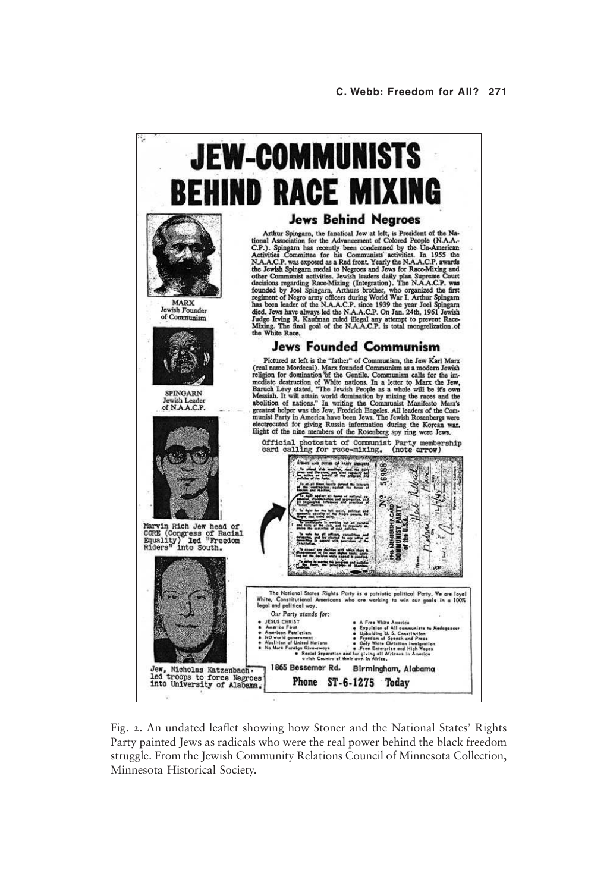# JEW-COMMUNISTS BEHIND RACE MIXING

## Jews Behind Negroes

Arthur Spingarn, the fanatical Jew at left, is President of the National Association for the Advancement of Colored People (N.A.A.C.P.). Spingarn has recently been condemned by the Un-American Activities Committee for his Communists activities. In 1955 the N.A.A.C.P. was exposed as a Red front. Yearly the N.A.A.C.P. awards the Jewish Spingarn medal to Negroes and Jews for Race-Mixing and other Communist activities. Jewish leaders daily plan Supreme Court decisions regarding Race-Mixing (Integration). The N.A.A.C.P. was founded by Joel Spingarn, Arthurs brother, who organized the first regiment of Negro army officers during World War I. Arthur Spingarn has been leader of the N.A.A.C.P. since 1939 the year Joel Spingarn died. Jews have always led the N.A.A.C.P. On Jan. 24th, 1961 Jewish Judge Irving R. Kaufman ruled illegal any attempt to prevent Race-Mixing. The final goal of the N.A.A.C.P. is total mongrelization of the White Race.

## Jews Founded Communism

Pictured at left is the "father" of Communism, the Jew Karl Marx (real name Mordecai). Marx founded Communism as a modern Jewish religion for domination of the Gentile. Communism calls for the immediate destruction of White nations. In a letter to Marx the Jew, Baruch Levy stated, "The Jewish People as a whole will be it's own Messiah. It will attain world domination by mixing the races and the abolition of nations." In writing the Communist Manifesto Marx's greatest helper was the Jew, Fredrich Engeles. All leaders of the Communist Party in America have been Jews. The Jewish Rosenbergs were electrocuted for giving Russia information during the Korean war. Eight of the nine members of the Rosenberg spy ring were Jews.

MARX
Jewish Founder
of Communism

SPINGARN
Jewish Leader
of N.A.A.C.P.

Marvin Rich Jew head of CORE (Congress of Racial Equality) led "Freedom Riders" into South.

Jew, Nicholas Katzenbach led troops to force Negroes into University of Alabama.

Official photostat of Communist Party membership card calling for race-mixing. (note arrow)

The National States Rights Party is a patriotic political Party. We are loyal White, Constitutional Americans who are working to win our goals in a 100% legal and political way.

*Our Party stands for:*

- JESUS CHRIST
- America First
- American Patriotism
- NO world government
- Abolition of United Nations
- No More Foreign Give-aways
- A Free White America
- Expulsion of All communists to Madagascar
- Upholding U. S. Constitution
- Freedom of Speech and Press
- Only White Christian Immigration
- Free Enterprise and High Wages
- Racial Separation and for giving all Africans in America a rich Country of their own in Africa.

1865 Bessemer Rd. Birmingham, Alabama

Phone ST-6-1275 Today

Fig. 2. An undated leaflet showing how Stoner and the National States' Rights Party painted Jews as radicals who were the real power behind the black freedom struggle. From the Jewish Community Relations Council of Minnesota Collection, Minnesota Historical Society.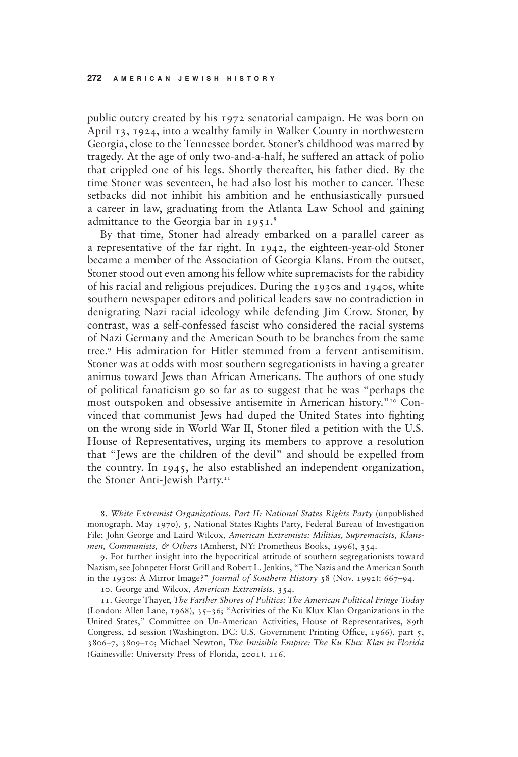public outcry created by his 1972 senatorial campaign. He was born on April 13, 1924, into a wealthy family in Walker County in northwestern Georgia, close to the Tennessee border. Stoner's childhood was marred by tragedy. At the age of only two-and-a-half, he suffered an attack of polio that crippled one of his legs. Shortly thereafter, his father died. By the time Stoner was seventeen, he had also lost his mother to cancer. These setbacks did not inhibit his ambition and he enthusiastically pursued a career in law, graduating from the Atlanta Law School and gaining admittance to the Georgia bar in 1951.[8]

By that time, Stoner had already embarked on a parallel career as a representative of the far right. In 1942, the eighteen-year-old Stoner became a member of the Association of Georgia Klans. From the outset, Stoner stood out even among his fellow white supremacists for the rabidity of his racial and religious prejudices. During the 1930s and 1940s, white southern newspaper editors and political leaders saw no contradiction in denigrating Nazi racial ideology while defending Jim Crow. Stoner, by contrast, was a self-confessed fascist who considered the racial systems of Nazi Germany and the American South to be branches from the same tree.[9] His admiration for Hitler stemmed from a fervent antisemitism. Stoner was at odds with most southern segregationists in having a greater animus toward Jews than African Americans. The authors of one study of political fanaticism go so far as to suggest that he was "perhaps the most outspoken and obsessive antisemite in American history."[10] Convinced that communist Jews had duped the United States into fighting on the wrong side in World War II, Stoner filed a petition with the U.S. House of Representatives, urging its members to approve a resolution that "Jews are the children of the devil" and should be expelled from the country. In 1945, he also established an independent organization, the Stoner Anti-Jewish Party.[11]

---

8. *White Extremist Organizations, Part II: National States Rights Party* (unpublished monograph, May 1970), 5, National States Rights Party, Federal Bureau of Investigation File; John George and Laird Wilcox, *American Extremists: Militias, Supremacists, Klansmen, Communists, & Others* (Amherst, NY: Prometheus Books, 1996), 354.

9. For further insight into the hypocritical attitude of southern segregationists toward Nazism, see Johnpeter Horst Grill and Robert L. Jenkins, "The Nazis and the American South in the 1930s: A Mirror Image?" *Journal of Southern History* 58 (Nov. 1992): 667–94.

10. George and Wilcox, *American Extremists*, 354.

11. George Thayer, *The Farther Shores of Politics: The American Political Fringe Today* (London: Allen Lane, 1968), 35–36; "Activities of the Ku Klux Klan Organizations in the United States," Committee on Un-American Activities, House of Representatives, 89th Congress, 2d session (Washington, DC: U.S. Government Printing Office, 1966), part 5, 3806–7, 3809–10; Michael Newton, *The Invisible Empire: The Ku Klux Klan in Florida* (Gainesville: University Press of Florida, 2001), 116.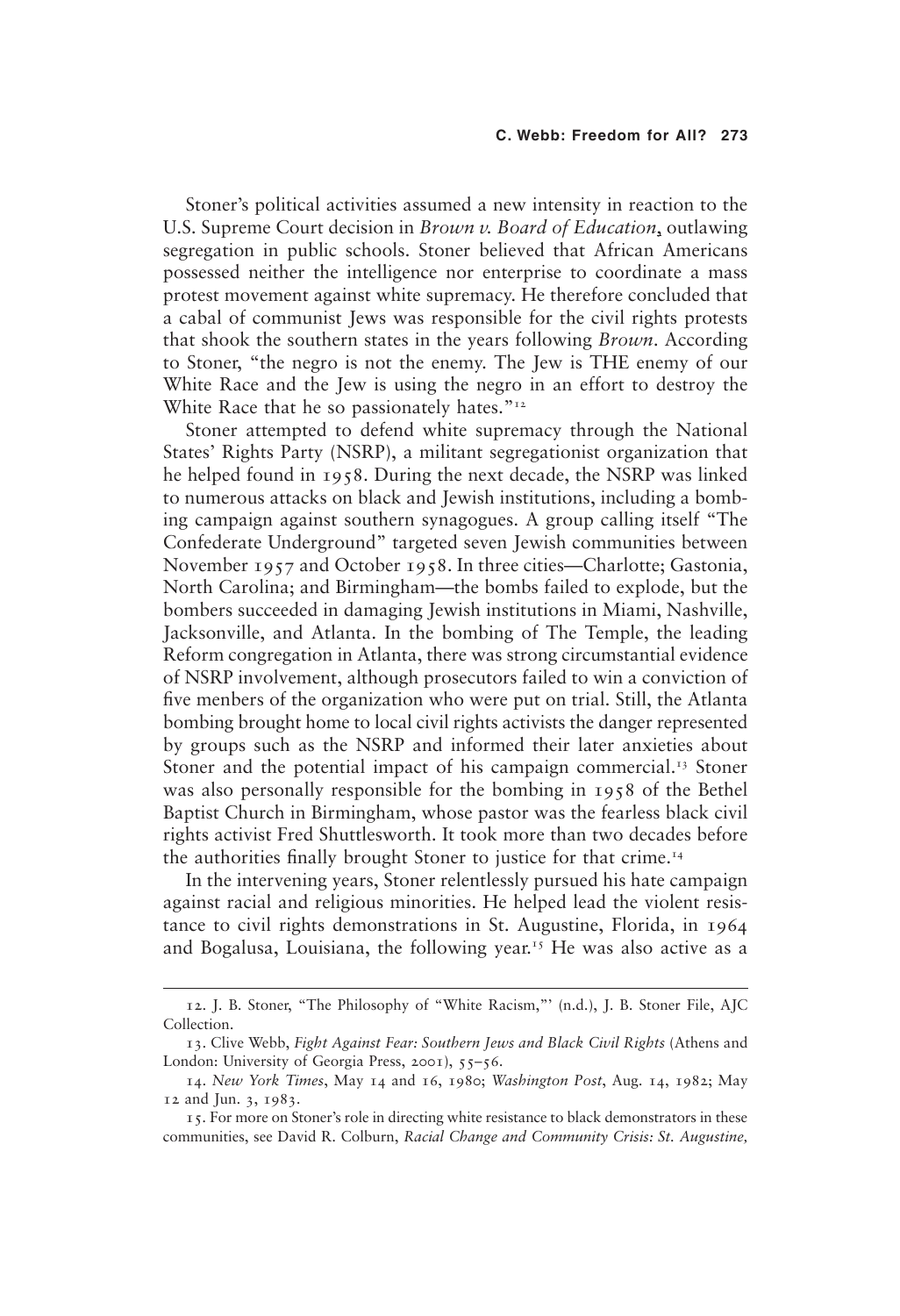Stoner's political activities assumed a new intensity in reaction to the U.S. Supreme Court decision in *Brown v. Board of Education*, outlawing segregation in public schools. Stoner believed that African Americans possessed neither the intelligence nor enterprise to coordinate a mass protest movement against white supremacy. He therefore concluded that a cabal of communist Jews was responsible for the civil rights protests that shook the southern states in the years following *Brown*. According to Stoner, "the negro is not the enemy. The Jew is THE enemy of our White Race and the Jew is using the negro in an effort to destroy the White Race that he so passionately hates."[12]

Stoner attempted to defend white supremacy through the National States' Rights Party (NSRP), a militant segregationist organization that he helped found in 1958. During the next decade, the NSRP was linked to numerous attacks on black and Jewish institutions, including a bombing campaign against southern synagogues. A group calling itself "The Confederate Underground" targeted seven Jewish communities between November 1957 and October 1958. In three cities—Charlotte; Gastonia, North Carolina; and Birmingham—the bombs failed to explode, but the bombers succeeded in damaging Jewish institutions in Miami, Nashville, Jacksonville, and Atlanta. In the bombing of The Temple, the leading Reform congregation in Atlanta, there was strong circumstantial evidence of NSRP involvement, although prosecutors failed to win a conviction of five menbers of the organization who were put on trial. Still, the Atlanta bombing brought home to local civil rights activists the danger represented by groups such as the NSRP and informed their later anxieties about Stoner and the potential impact of his campaign commercial.[13] Stoner was also personally responsible for the bombing in 1958 of the Bethel Baptist Church in Birmingham, whose pastor was the fearless black civil rights activist Fred Shuttlesworth. It took more than two decades before the authorities finally brought Stoner to justice for that crime.[14]

In the intervening years, Stoner relentlessly pursued his hate campaign against racial and religious minorities. He helped lead the violent resistance to civil rights demonstrations in St. Augustine, Florida, in 1964 and Bogalusa, Louisiana, the following year.[15] He was also active as a

---

12. J. B. Stoner, "The Philosophy of "White Racism,"' (n.d.), J. B. Stoner File, AJC Collection.

13. Clive Webb, *Fight Against Fear: Southern Jews and Black Civil Rights* (Athens and London: University of Georgia Press, 2001), 55–56.

14. *New York Times*, May 14 and 16, 1980; *Washington Post*, Aug. 14, 1982; May 12 and Jun. 3, 1983.

15. For more on Stoner's role in directing white resistance to black demonstrators in these communities, see David R. Colburn, *Racial Change and Community Crisis: St. Augustine,*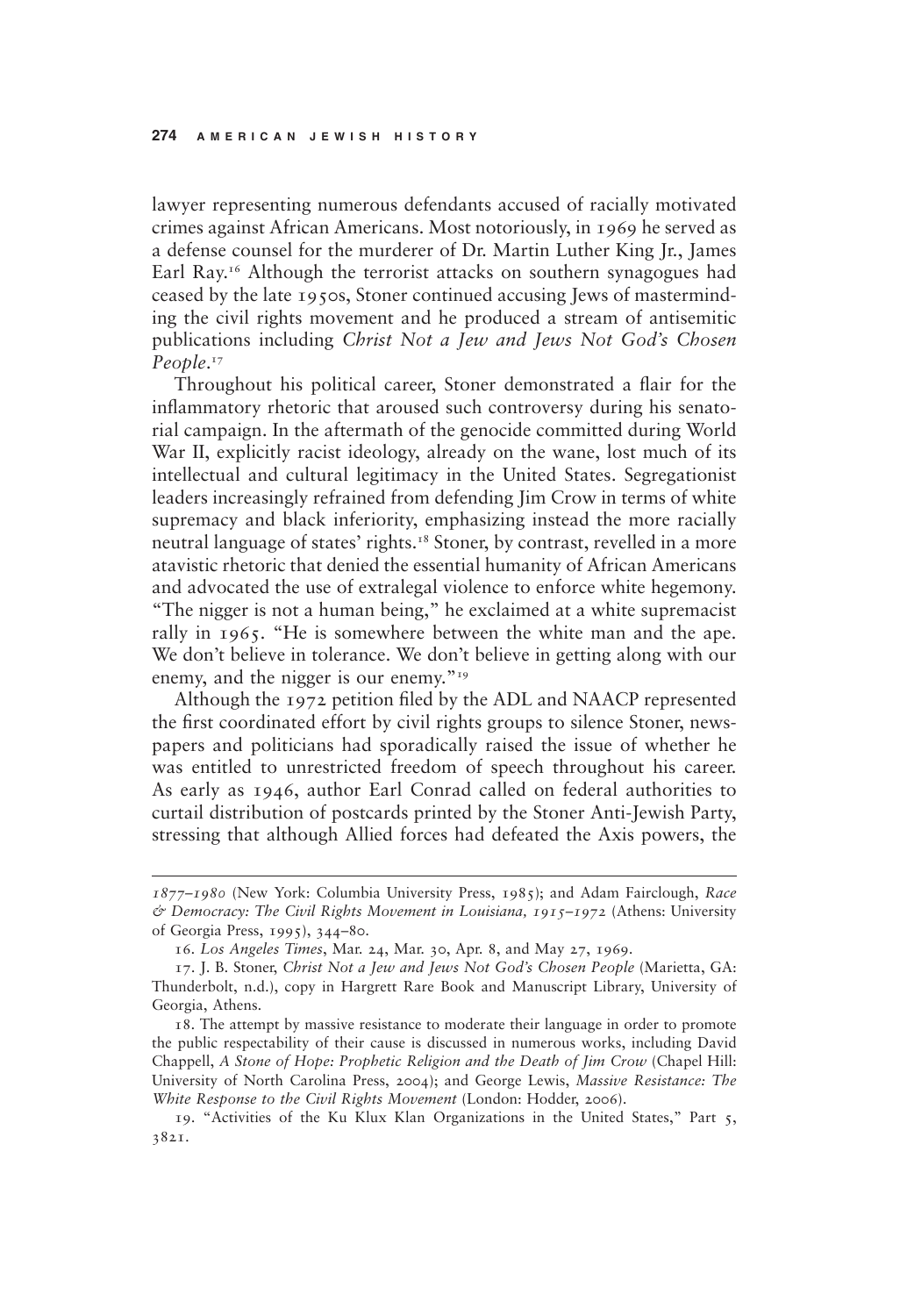lawyer representing numerous defendants accused of racially motivated crimes against African Americans. Most notoriously, in 1969 he served as a defense counsel for the murderer of Dr. Martin Luther King Jr., James Earl Ray.[16] Although the terrorist attacks on southern synagogues had ceased by the late 1950s, Stoner continued accusing Jews of masterminding the civil rights movement and he produced a stream of antisemitic publications including *Christ Not a Jew and Jews Not God's Chosen People*.[17]

Throughout his political career, Stoner demonstrated a flair for the inflammatory rhetoric that aroused such controversy during his senatorial campaign. In the aftermath of the genocide committed during World War II, explicitly racist ideology, already on the wane, lost much of its intellectual and cultural legitimacy in the United States. Segregationist leaders increasingly refrained from defending Jim Crow in terms of white supremacy and black inferiority, emphasizing instead the more racially neutral language of states' rights.[18] Stoner, by contrast, revelled in a more atavistic rhetoric that denied the essential humanity of African Americans and advocated the use of extralegal violence to enforce white hegemony. "The nigger is not a human being," he exclaimed at a white supremacist rally in 1965. "He is somewhere between the white man and the ape. We don't believe in tolerance. We don't believe in getting along with our enemy, and the nigger is our enemy."[19]

Although the 1972 petition filed by the ADL and NAACP represented the first coordinated effort by civil rights groups to silence Stoner, newspapers and politicians had sporadically raised the issue of whether he was entitled to unrestricted freedom of speech throughout his career. As early as 1946, author Earl Conrad called on federal authorities to curtail distribution of postcards printed by the Stoner Anti-Jewish Party, stressing that although Allied forces had defeated the Axis powers, the

---

*1877–1980* (New York: Columbia University Press, 1985); and Adam Fairclough, *Race & Democracy: The Civil Rights Movement in Louisiana, 1915–1972* (Athens: University of Georgia Press, 1995), 344–80.

16. *Los Angeles Times*, Mar. 24, Mar. 30, Apr. 8, and May 27, 1969.

17. J. B. Stoner, *Christ Not a Jew and Jews Not God's Chosen People* (Marietta, GA: Thunderbolt, n.d.), copy in Hargrett Rare Book and Manuscript Library, University of Georgia, Athens.

18. The attempt by massive resistance to moderate their language in order to promote the public respectability of their cause is discussed in numerous works, including David Chappell, *A Stone of Hope: Prophetic Religion and the Death of Jim Crow* (Chapel Hill: University of North Carolina Press, 2004); and George Lewis, *Massive Resistance: The White Response to the Civil Rights Movement* (London: Hodder, 2006).

19. "Activities of the Ku Klux Klan Organizations in the United States," Part 5, 3821.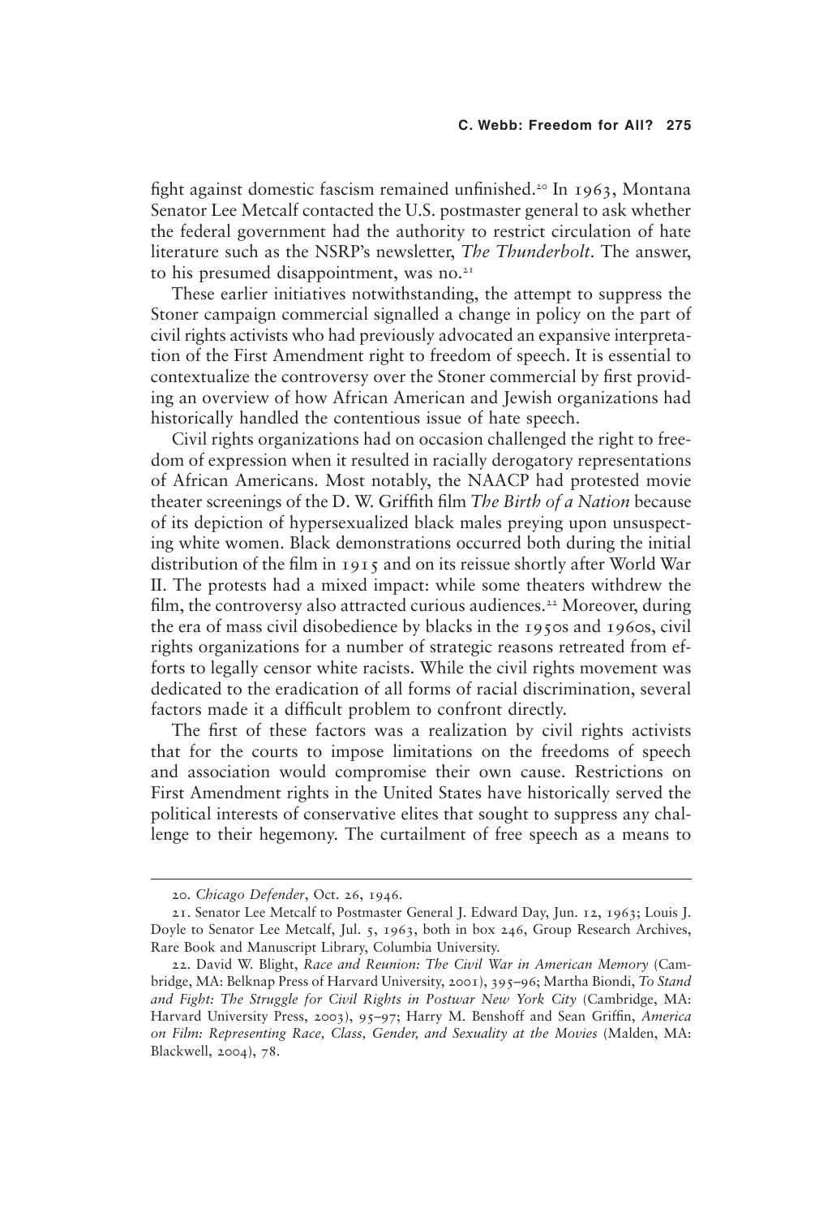fight against domestic fascism remained unfinished.[20] In 1963, Montana Senator Lee Metcalf contacted the U.S. postmaster general to ask whether the federal government had the authority to restrict circulation of hate literature such as the NSRP's newsletter, *The Thunderbolt*. The answer, to his presumed disappointment, was no.[21]

These earlier initiatives notwithstanding, the attempt to suppress the Stoner campaign commercial signalled a change in policy on the part of civil rights activists who had previously advocated an expansive interpretation of the First Amendment right to freedom of speech. It is essential to contextualize the controversy over the Stoner commercial by first providing an overview of how African American and Jewish organizations had historically handled the contentious issue of hate speech.

Civil rights organizations had on occasion challenged the right to freedom of expression when it resulted in racially derogatory representations of African Americans. Most notably, the NAACP had protested movie theater screenings of the D. W. Griffith film *The Birth of a Nation* because of its depiction of hypersexualized black males preying upon unsuspecting white women. Black demonstrations occurred both during the initial distribution of the film in 1915 and on its reissue shortly after World War II. The protests had a mixed impact: while some theaters withdrew the film, the controversy also attracted curious audiences.[22] Moreover, during the era of mass civil disobedience by blacks in the 1950s and 1960s, civil rights organizations for a number of strategic reasons retreated from efforts to legally censor white racists. While the civil rights movement was dedicated to the eradication of all forms of racial discrimination, several factors made it a difficult problem to confront directly.

The first of these factors was a realization by civil rights activists that for the courts to impose limitations on the freedoms of speech and association would compromise their own cause. Restrictions on First Amendment rights in the United States have historically served the political interests of conservative elites that sought to suppress any challenge to their hegemony. The curtailment of free speech as a means to

---

20. *Chicago Defender*, Oct. 26, 1946.

21. Senator Lee Metcalf to Postmaster General J. Edward Day, Jun. 12, 1963; Louis J. Doyle to Senator Lee Metcalf, Jul. 5, 1963, both in box 246, Group Research Archives, Rare Book and Manuscript Library, Columbia University.

22. David W. Blight, *Race and Reunion: The Civil War in American Memory* (Cambridge, MA: Belknap Press of Harvard University, 2001), 395–96; Martha Biondi, *To Stand and Fight: The Struggle for Civil Rights in Postwar New York City* (Cambridge, MA: Harvard University Press, 2003), 95–97; Harry M. Benshoff and Sean Griffin, *America on Film: Representing Race, Class, Gender, and Sexuality at the Movies* (Malden, MA: Blackwell, 2004), 78.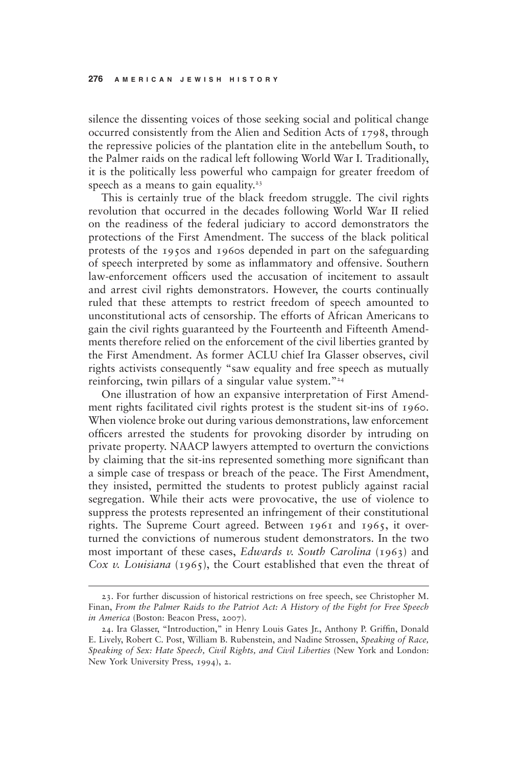silence the dissenting voices of those seeking social and political change occurred consistently from the Alien and Sedition Acts of 1798, through the repressive policies of the plantation elite in the antebellum South, to the Palmer raids on the radical left following World War I. Traditionally, it is the politically less powerful who campaign for greater freedom of speech as a means to gain equality.[23]

This is certainly true of the black freedom struggle. The civil rights revolution that occurred in the decades following World War II relied on the readiness of the federal judiciary to accord demonstrators the protections of the First Amendment. The success of the black political protests of the 1950s and 1960s depended in part on the safeguarding of speech interpreted by some as inflammatory and offensive. Southern law-enforcement officers used the accusation of incitement to assault and arrest civil rights demonstrators. However, the courts continually ruled that these attempts to restrict freedom of speech amounted to unconstitutional acts of censorship. The efforts of African Americans to gain the civil rights guaranteed by the Fourteenth and Fifteenth Amendments therefore relied on the enforcement of the civil liberties granted by the First Amendment. As former ACLU chief Ira Glasser observes, civil rights activists consequently "saw equality and free speech as mutually reinforcing, twin pillars of a singular value system."[24]

One illustration of how an expansive interpretation of First Amendment rights facilitated civil rights protest is the student sit-ins of 1960. When violence broke out during various demonstrations, law enforcement officers arrested the students for provoking disorder by intruding on private property. NAACP lawyers attempted to overturn the convictions by claiming that the sit-ins represented something more significant than a simple case of trespass or breach of the peace. The First Amendment, they insisted, permitted the students to protest publicly against racial segregation. While their acts were provocative, the use of violence to suppress the protests represented an infringement of their constitutional rights. The Supreme Court agreed. Between 1961 and 1965, it overturned the convictions of numerous student demonstrators. In the two most important of these cases, *Edwards v. South Carolina* (1963) and *Cox v. Louisiana* (1965), the Court established that even the threat of

---

23. For further discussion of historical restrictions on free speech, see Christopher M. Finan, *From the Palmer Raids to the Patriot Act: A History of the Fight for Free Speech in America* (Boston: Beacon Press, 2007).

24. Ira Glasser, "Introduction," in Henry Louis Gates Jr., Anthony P. Griffin, Donald E. Lively, Robert C. Post, William B. Rubenstein, and Nadine Strossen, *Speaking of Race, Speaking of Sex: Hate Speech, Civil Rights, and Civil Liberties* (New York and London: New York University Press, 1994), 2.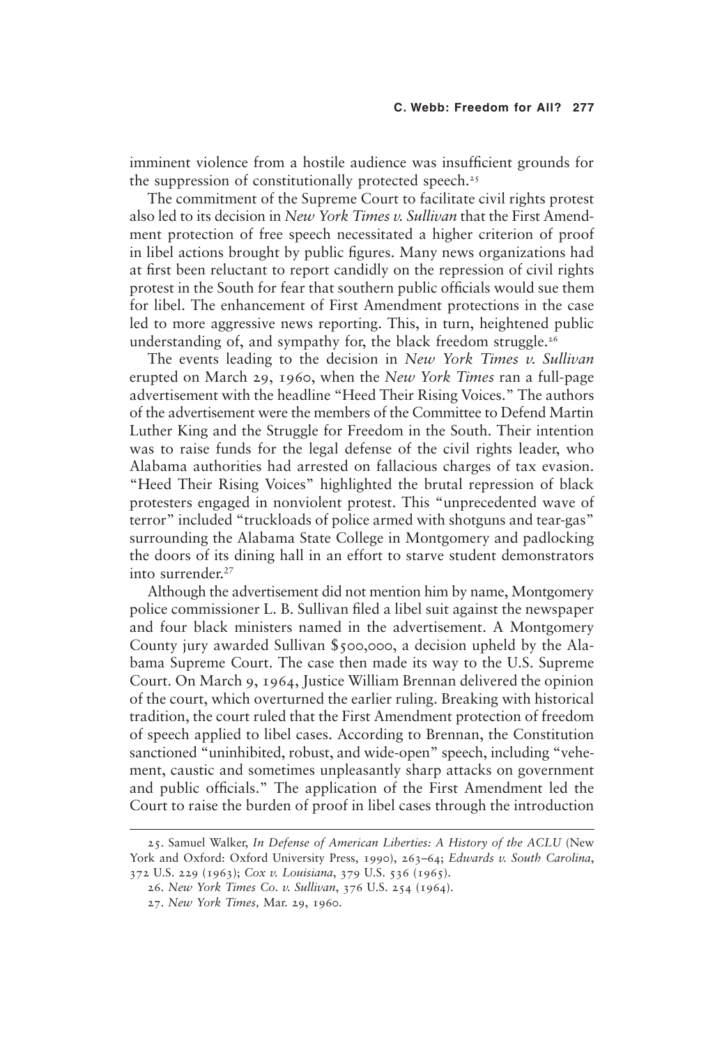imminent violence from a hostile audience was insufficient grounds for the suppression of constitutionally protected speech.[25]

The commitment of the Supreme Court to facilitate civil rights protest also led to its decision in *New York Times v. Sullivan* that the First Amendment protection of free speech necessitated a higher criterion of proof in libel actions brought by public figures. Many news organizations had at first been reluctant to report candidly on the repression of civil rights protest in the South for fear that southern public officials would sue them for libel. The enhancement of First Amendment protections in the case led to more aggressive news reporting. This, in turn, heightened public understanding of, and sympathy for, the black freedom struggle.[26]

The events leading to the decision in *New York Times v. Sullivan* erupted on March 29, 1960, when the *New York Times* ran a full-page advertisement with the headline "Heed Their Rising Voices." The authors of the advertisement were the members of the Committee to Defend Martin Luther King and the Struggle for Freedom in the South. Their intention was to raise funds for the legal defense of the civil rights leader, who Alabama authorities had arrested on fallacious charges of tax evasion. "Heed Their Rising Voices" highlighted the brutal repression of black protesters engaged in nonviolent protest. This "unprecedented wave of terror" included "truckloads of police armed with shotguns and tear-gas" surrounding the Alabama State College in Montgomery and padlocking the doors of its dining hall in an effort to starve student demonstrators into surrender.[27]

Although the advertisement did not mention him by name, Montgomery police commissioner L. B. Sullivan filed a libel suit against the newspaper and four black ministers named in the advertisement. A Montgomery County jury awarded Sullivan $500,000, a decision upheld by the Alabama Supreme Court. The case then made its way to the U.S. Supreme Court. On March 9, 1964, Justice William Brennan delivered the opinion of the court, which overturned the earlier ruling. Breaking with historical tradition, the court ruled that the First Amendment protection of freedom of speech applied to libel cases. According to Brennan, the Constitution sanctioned "uninhibited, robust, and wide-open" speech, including "vehement, caustic and sometimes unpleasantly sharp attacks on government and public officials." The application of the First Amendment led the Court to raise the burden of proof in libel cases through the introduction

25. Samuel Walker, *In Defense of American Liberties: A History of the ACLU* (New York and Oxford: Oxford University Press, 1990), 263–64; *Edwards v. South Carolina*, 372 U.S. 229 (1963); *Cox v. Louisiana*, 379 U.S. 536 (1965).

26. *New York Times Co. v. Sullivan*, 376 U.S. 254 (1964).

27. *New York Times,* Mar. 29, 1960.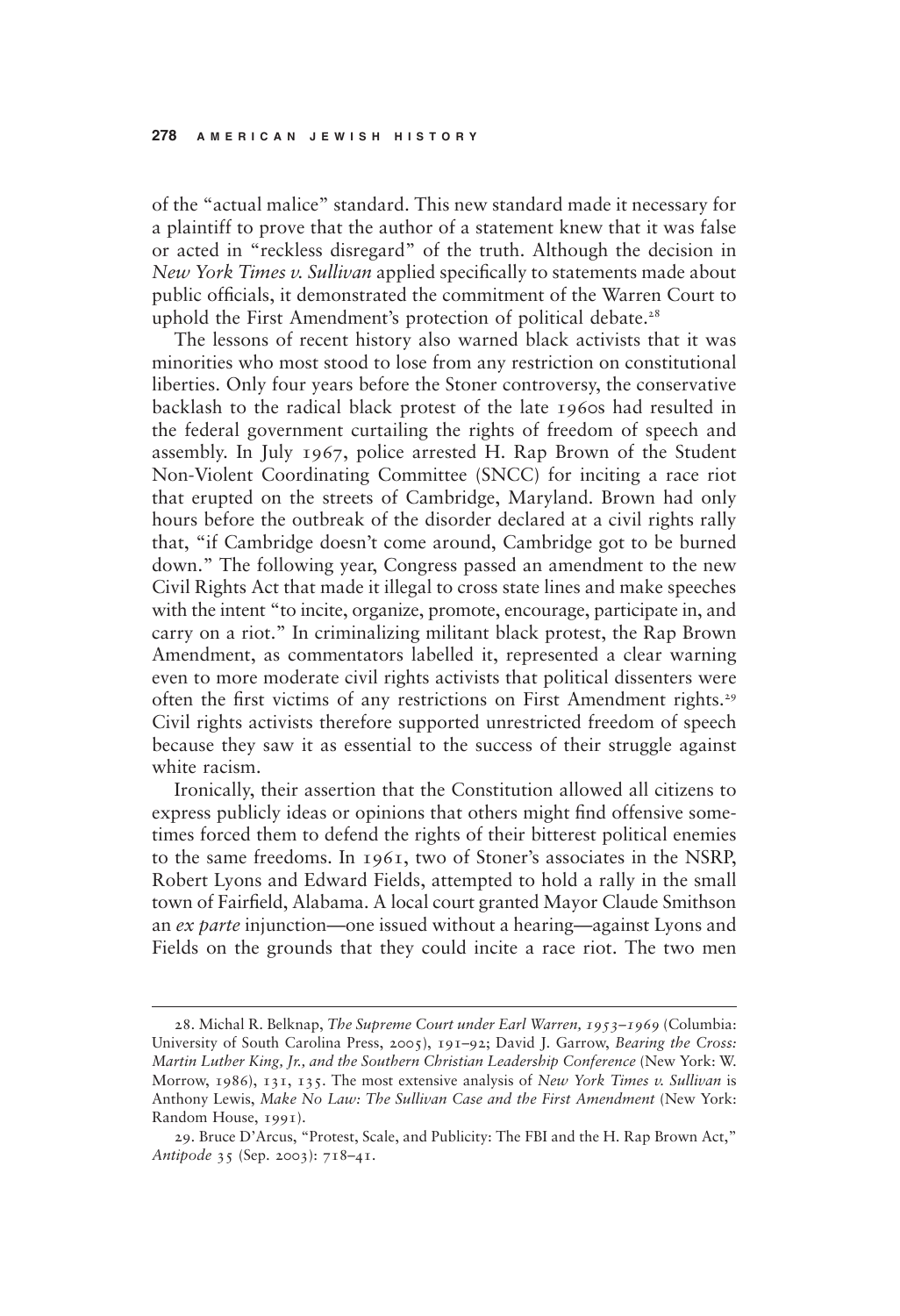of the "actual malice" standard. This new standard made it necessary for a plaintiff to prove that the author of a statement knew that it was false or acted in "reckless disregard" of the truth. Although the decision in *New York Times v. Sullivan* applied specifically to statements made about public officials, it demonstrated the commitment of the Warren Court to uphold the First Amendment's protection of political debate.[28]

The lessons of recent history also warned black activists that it was minorities who most stood to lose from any restriction on constitutional liberties. Only four years before the Stoner controversy, the conservative backlash to the radical black protest of the late 1960s had resulted in the federal government curtailing the rights of freedom of speech and assembly. In July 1967, police arrested H. Rap Brown of the Student Non-Violent Coordinating Committee (SNCC) for inciting a race riot that erupted on the streets of Cambridge, Maryland. Brown had only hours before the outbreak of the disorder declared at a civil rights rally that, "if Cambridge doesn't come around, Cambridge got to be burned down." The following year, Congress passed an amendment to the new Civil Rights Act that made it illegal to cross state lines and make speeches with the intent "to incite, organize, promote, encourage, participate in, and carry on a riot." In criminalizing militant black protest, the Rap Brown Amendment, as commentators labelled it, represented a clear warning even to more moderate civil rights activists that political dissenters were often the first victims of any restrictions on First Amendment rights.[29] Civil rights activists therefore supported unrestricted freedom of speech because they saw it as essential to the success of their struggle against white racism.

Ironically, their assertion that the Constitution allowed all citizens to express publicly ideas or opinions that others might find offensive sometimes forced them to defend the rights of their bitterest political enemies to the same freedoms. In 1961, two of Stoner's associates in the NSRP, Robert Lyons and Edward Fields, attempted to hold a rally in the small town of Fairfield, Alabama. A local court granted Mayor Claude Smithson an *ex parte* injunction—one issued without a hearing—against Lyons and Fields on the grounds that they could incite a race riot. The two men

---

28. Michal R. Belknap, *The Supreme Court under Earl Warren, 1953–1969* (Columbia: University of South Carolina Press, 2005), 191–92; David J. Garrow, *Bearing the Cross: Martin Luther King, Jr., and the Southern Christian Leadership Conference* (New York: W. Morrow, 1986), 131, 135. The most extensive analysis of *New York Times v. Sullivan* is Anthony Lewis, *Make No Law: The Sullivan Case and the First Amendment* (New York: Random House, 1991).

29. Bruce D'Arcus, "Protest, Scale, and Publicity: The FBI and the H. Rap Brown Act," *Antipode* 35 (Sep. 2003): 718–41.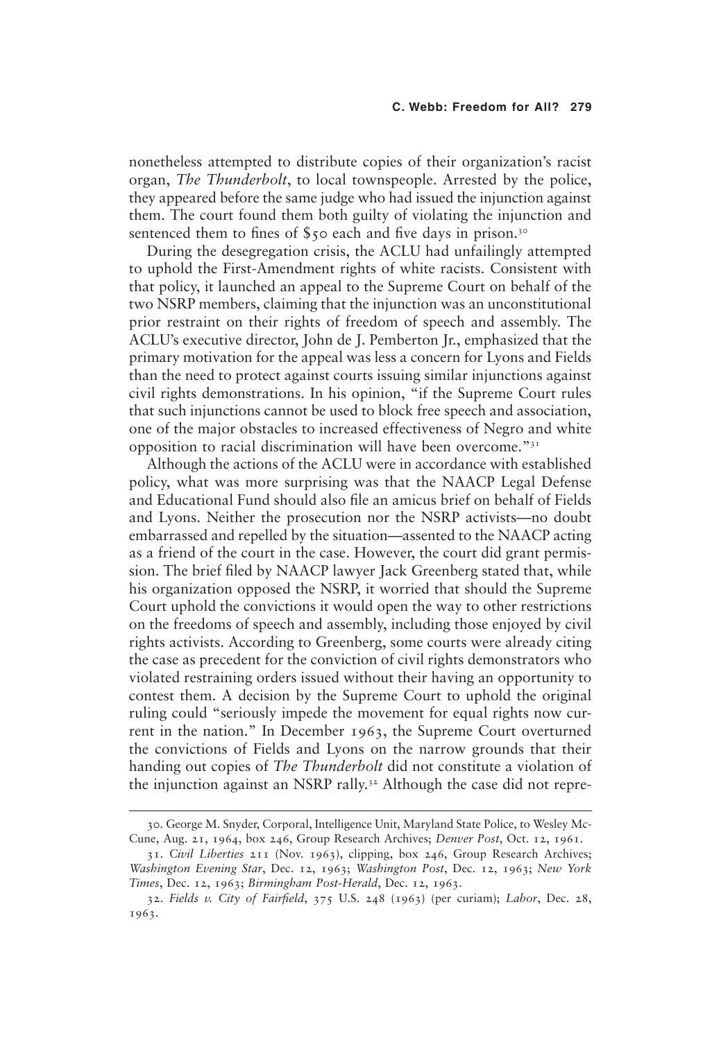nonetheless attempted to distribute copies of their organization's racist organ, *The Thunderbolt*, to local townspeople. Arrested by the police, they appeared before the same judge who had issued the injunction against them. The court found them both guilty of violating the injunction and sentenced them to fines of $50 each and five days in prison.[30]

During the desegregation crisis, the ACLU had unfailingly attempted to uphold the First-Amendment rights of white racists. Consistent with that policy, it launched an appeal to the Supreme Court on behalf of the two NSRP members, claiming that the injunction was an unconstitutional prior restraint on their rights of freedom of speech and assembly. The ACLU's executive director, John de J. Pemberton Jr., emphasized that the primary motivation for the appeal was less a concern for Lyons and Fields than the need to protect against courts issuing similar injunctions against civil rights demonstrations. In his opinion, "if the Supreme Court rules that such injunctions cannot be used to block free speech and association, one of the major obstacles to increased effectiveness of Negro and white opposition to racial discrimination will have been overcome."[31]

Although the actions of the ACLU were in accordance with established policy, what was more surprising was that the NAACP Legal Defense and Educational Fund should also file an amicus brief on behalf of Fields and Lyons. Neither the prosecution nor the NSRP activists—no doubt embarrassed and repelled by the situation—assented to the NAACP acting as a friend of the court in the case. However, the court did grant permission. The brief filed by NAACP lawyer Jack Greenberg stated that, while his organization opposed the NSRP, it worried that should the Supreme Court uphold the convictions it would open the way to other restrictions on the freedoms of speech and assembly, including those enjoyed by civil rights activists. According to Greenberg, some courts were already citing the case as precedent for the conviction of civil rights demonstrators who violated restraining orders issued without their having an opportunity to contest them. A decision by the Supreme Court to uphold the original ruling could "seriously impede the movement for equal rights now current in the nation." In December 1963, the Supreme Court overturned the convictions of Fields and Lyons on the narrow grounds that their handing out copies of *The Thunderbolt* did not constitute a violation of the injunction against an NSRP rally.[32] Although the case did not repre-

---

30. George M. Snyder, Corporal, Intelligence Unit, Maryland State Police, to Wesley McCune, Aug. 21, 1964, box 246, Group Research Archives; *Denver Post*, Oct. 12, 1961.

31. *Civil Liberties* 211 (Nov. 1963), clipping, box 246, Group Research Archives; *Washington Evening Star*, Dec. 12, 1963; *Washington Post*, Dec. 12, 1963; *New York Times*, Dec. 12, 1963; *Birmingham Post-Herald*, Dec. 12, 1963.

32. *Fields v. City of Fairfield*, 375 U.S. 248 (1963) (per curiam); *Labor*, Dec. 28, 1963.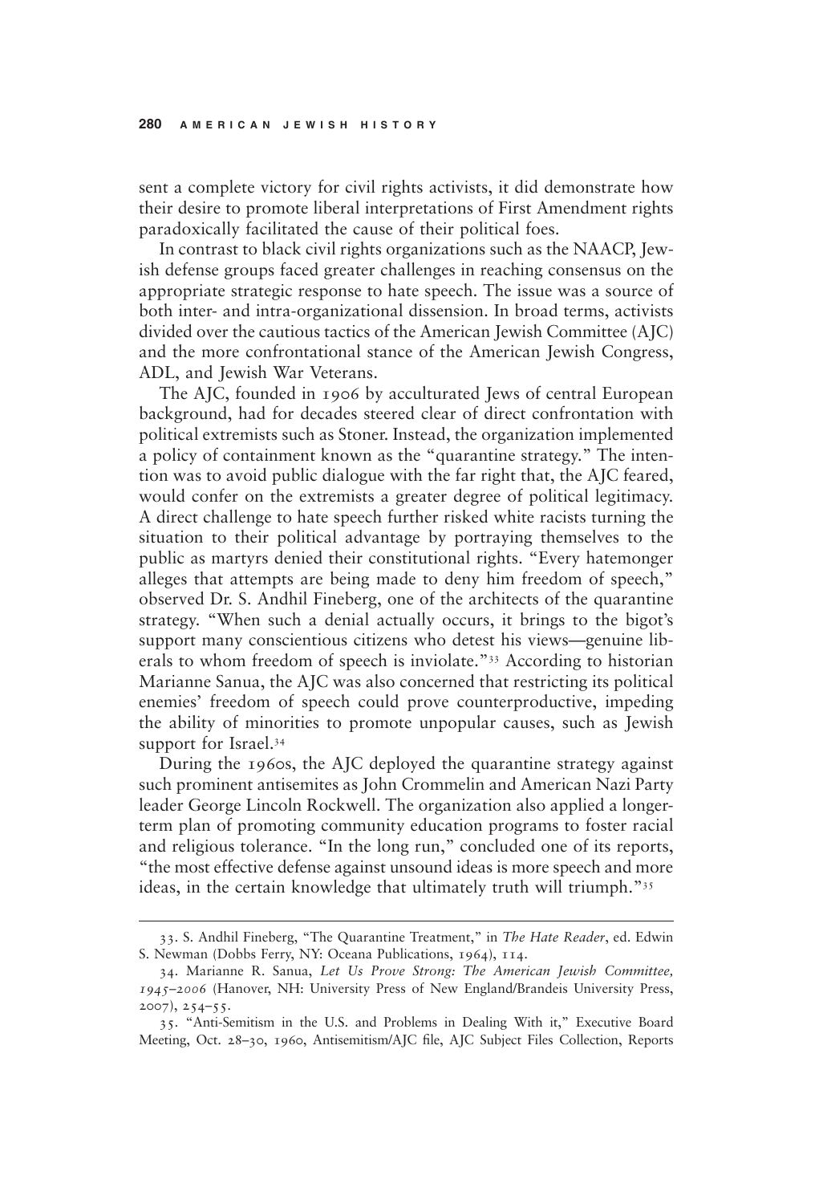sent a complete victory for civil rights activists, it did demonstrate how their desire to promote liberal interpretations of First Amendment rights paradoxically facilitated the cause of their political foes.

In contrast to black civil rights organizations such as the NAACP, Jewish defense groups faced greater challenges in reaching consensus on the appropriate strategic response to hate speech. The issue was a source of both inter- and intra-organizational dissension. In broad terms, activists divided over the cautious tactics of the American Jewish Committee (AJC) and the more confrontational stance of the American Jewish Congress, ADL, and Jewish War Veterans.

The AJC, founded in 1906 by acculturated Jews of central European background, had for decades steered clear of direct confrontation with political extremists such as Stoner. Instead, the organization implemented a policy of containment known as the "quarantine strategy." The intention was to avoid public dialogue with the far right that, the AJC feared, would confer on the extremists a greater degree of political legitimacy. A direct challenge to hate speech further risked white racists turning the situation to their political advantage by portraying themselves to the public as martyrs denied their constitutional rights. "Every hatemonger alleges that attempts are being made to deny him freedom of speech," observed Dr. S. Andhil Fineberg, one of the architects of the quarantine strategy. "When such a denial actually occurs, it brings to the bigot's support many conscientious citizens who detest his views—genuine liberals to whom freedom of speech is inviolate."[33] According to historian Marianne Sanua, the AJC was also concerned that restricting its political enemies' freedom of speech could prove counterproductive, impeding the ability of minorities to promote unpopular causes, such as Jewish support for Israel.[34]

During the 1960s, the AJC deployed the quarantine strategy against such prominent antisemites as John Crommelin and American Nazi Party leader George Lincoln Rockwell. The organization also applied a longer-term plan of promoting community education programs to foster racial and religious tolerance. "In the long run," concluded one of its reports, "the most effective defense against unsound ideas is more speech and more ideas, in the certain knowledge that ultimately truth will triumph."[35]

---

33. S. Andhil Fineberg, "The Quarantine Treatment," in *The Hate Reader*, ed. Edwin S. Newman (Dobbs Ferry, NY: Oceana Publications, 1964), 114.

34. Marianne R. Sanua, *Let Us Prove Strong: The American Jewish Committee, 1945–2006* (Hanover, NH: University Press of New England/Brandeis University Press, 2007), 254–55.

35. "Anti-Semitism in the U.S. and Problems in Dealing With it," Executive Board Meeting, Oct. 28–30, 1960, Antisemitism/AJC file, AJC Subject Files Collection, Reports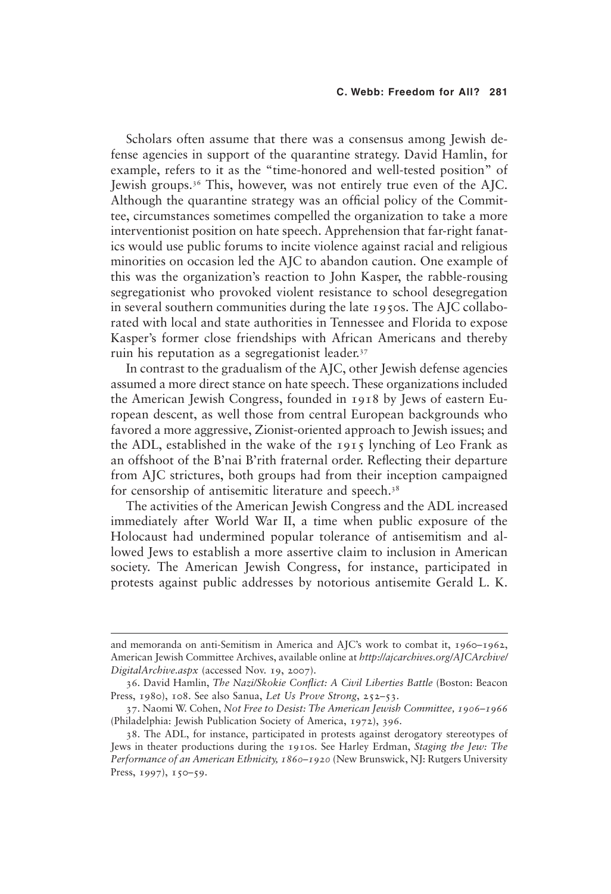Scholars often assume that there was a consensus among Jewish defense agencies in support of the quarantine strategy. David Hamlin, for example, refers to it as the "time-honored and well-tested position" of Jewish groups.[36] This, however, was not entirely true even of the AJC. Although the quarantine strategy was an official policy of the Committee, circumstances sometimes compelled the organization to take a more interventionist position on hate speech. Apprehension that far-right fanatics would use public forums to incite violence against racial and religious minorities on occasion led the AJC to abandon caution. One example of this was the organization's reaction to John Kasper, the rabble-rousing segregationist who provoked violent resistance to school desegregation in several southern communities during the late 1950s. The AJC collaborated with local and state authorities in Tennessee and Florida to expose Kasper's former close friendships with African Americans and thereby ruin his reputation as a segregationist leader.[37]

In contrast to the gradualism of the AJC, other Jewish defense agencies assumed a more direct stance on hate speech. These organizations included the American Jewish Congress, founded in 1918 by Jews of eastern European descent, as well those from central European backgrounds who favored a more aggressive, Zionist-oriented approach to Jewish issues; and the ADL, established in the wake of the 1915 lynching of Leo Frank as an offshoot of the B'nai B'rith fraternal order. Reflecting their departure from AJC strictures, both groups had from their inception campaigned for censorship of antisemitic literature and speech.[38]

The activities of the American Jewish Congress and the ADL increased immediately after World War II, a time when public exposure of the Holocaust had undermined popular tolerance of antisemitism and allowed Jews to establish a more assertive claim to inclusion in American society. The American Jewish Congress, for instance, participated in protests against public addresses by notorious antisemite Gerald L. K.

---

and memoranda on anti-Semitism in America and AJC's work to combat it, 1960–1962, American Jewish Committee Archives, available online at *http://ajcarchives.org/AJCArchive/DigitalArchive.aspx* (accessed Nov. 19, 2007).

36. David Hamlin, *The Nazi/Skokie Conflict: A Civil Liberties Battle* (Boston: Beacon Press, 1980), 108. See also Sanua, *Let Us Prove Strong*, 252–53.

37. Naomi W. Cohen, *Not Free to Desist: The American Jewish Committee, 1906–1966* (Philadelphia: Jewish Publication Society of America, 1972), 396.

38. The ADL, for instance, participated in protests against derogatory stereotypes of Jews in theater productions during the 1910s. See Harley Erdman, *Staging the Jew: The Performance of an American Ethnicity, 1860–1920* (New Brunswick, NJ: Rutgers University Press, 1997), 150–59.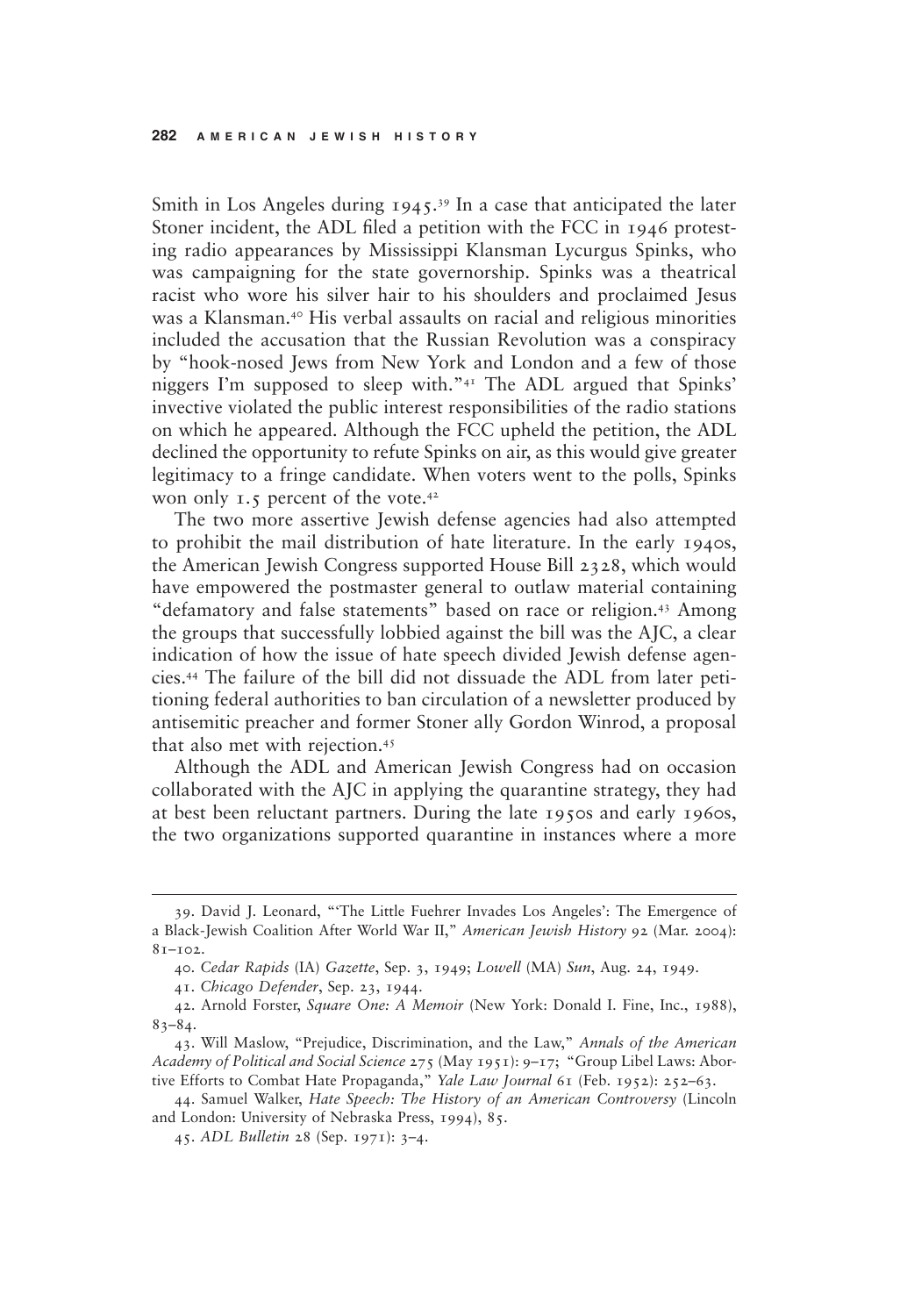Smith in Los Angeles during 1945.[39] In a case that anticipated the later Stoner incident, the ADL filed a petition with the FCC in 1946 protesting radio appearances by Mississippi Klansman Lycurgus Spinks, who was campaigning for the state governorship. Spinks was a theatrical racist who wore his silver hair to his shoulders and proclaimed Jesus was a Klansman.[40] His verbal assaults on racial and religious minorities included the accusation that the Russian Revolution was a conspiracy by "hook-nosed Jews from New York and London and a few of those niggers I'm supposed to sleep with."[41] The ADL argued that Spinks' invective violated the public interest responsibilities of the radio stations on which he appeared. Although the FCC upheld the petition, the ADL declined the opportunity to refute Spinks on air, as this would give greater legitimacy to a fringe candidate. When voters went to the polls, Spinks won only 1.5 percent of the vote.[42]

The two more assertive Jewish defense agencies had also attempted to prohibit the mail distribution of hate literature. In the early 1940s, the American Jewish Congress supported House Bill 2328, which would have empowered the postmaster general to outlaw material containing "defamatory and false statements" based on race or religion.[43] Among the groups that successfully lobbied against the bill was the AJC, a clear indication of how the issue of hate speech divided Jewish defense agencies.[44] The failure of the bill did not dissuade the ADL from later petitioning federal authorities to ban circulation of a newsletter produced by antisemitic preacher and former Stoner ally Gordon Winrod, a proposal that also met with rejection.[45]

Although the ADL and American Jewish Congress had on occasion collaborated with the AJC in applying the quarantine strategy, they had at best been reluctant partners. During the late 1950s and early 1960s, the two organizations supported quarantine in instances where a more

---

39. David J. Leonard, "'The Little Fuehrer Invades Los Angeles': The Emergence of a Black-Jewish Coalition After World War II," *American Jewish History* 92 (Mar. 2004): 81–102.

40. *Cedar Rapids* (IA) *Gazette*, Sep. 3, 1949; *Lowell* (MA) *Sun*, Aug. 24, 1949.

41. *Chicago Defender*, Sep. 23, 1944.

42. Arnold Forster, *Square One: A Memoir* (New York: Donald I. Fine, Inc., 1988), 83–84.

43. Will Maslow, "Prejudice, Discrimination, and the Law," *Annals of the American Academy of Political and Social Science* 275 (May 1951): 9–17; "Group Libel Laws: Abortive Efforts to Combat Hate Propaganda," *Yale Law Journal* 61 (Feb. 1952): 252–63.

44. Samuel Walker, *Hate Speech: The History of an American Controversy* (Lincoln and London: University of Nebraska Press, 1994), 85.

45. *ADL Bulletin* 28 (Sep. 1971): 3–4.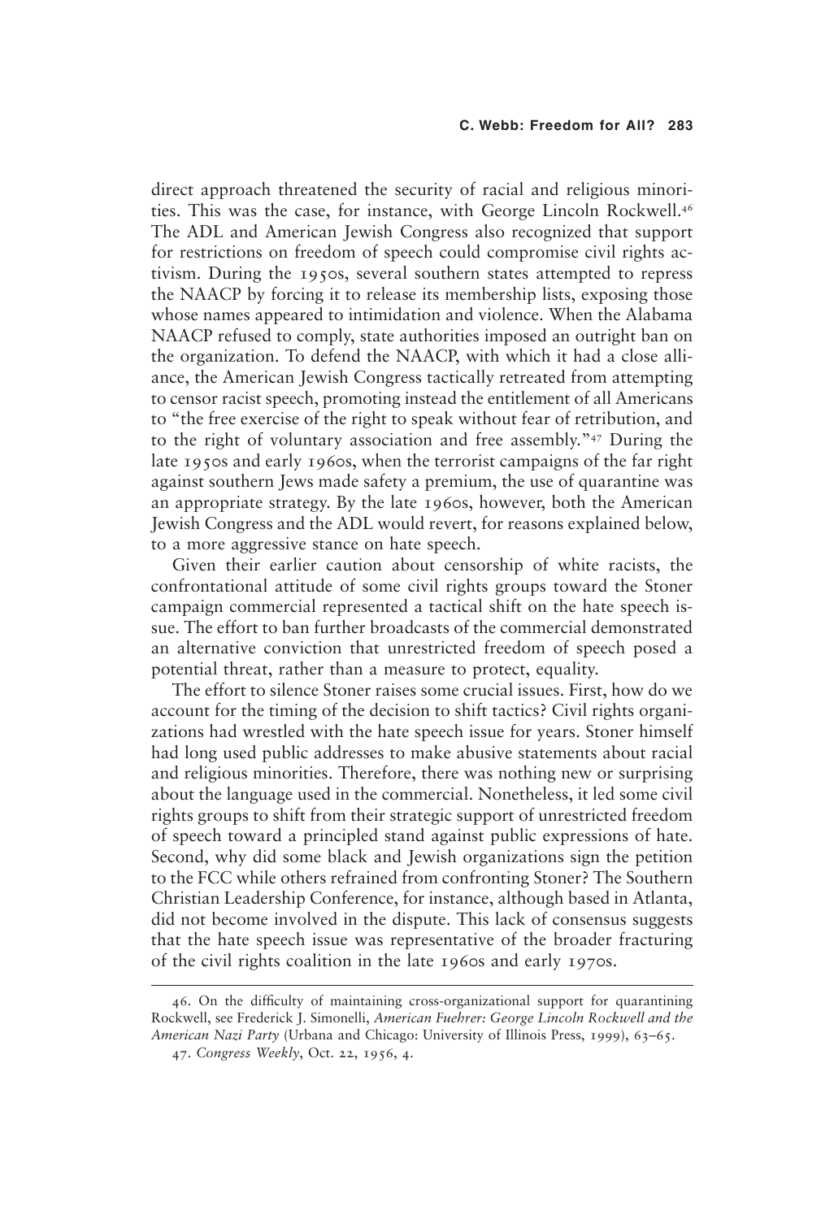direct approach threatened the security of racial and religious minorities. This was the case, for instance, with George Lincoln Rockwell.[46] The ADL and American Jewish Congress also recognized that support for restrictions on freedom of speech could compromise civil rights activism. During the 1950s, several southern states attempted to repress the NAACP by forcing it to release its membership lists, exposing those whose names appeared to intimidation and violence. When the Alabama NAACP refused to comply, state authorities imposed an outright ban on the organization. To defend the NAACP, with which it had a close alliance, the American Jewish Congress tactically retreated from attempting to censor racist speech, promoting instead the entitlement of all Americans to "the free exercise of the right to speak without fear of retribution, and to the right of voluntary association and free assembly."[47] During the late 1950s and early 1960s, when the terrorist campaigns of the far right against southern Jews made safety a premium, the use of quarantine was an appropriate strategy. By the late 1960s, however, both the American Jewish Congress and the ADL would revert, for reasons explained below, to a more aggressive stance on hate speech.

Given their earlier caution about censorship of white racists, the confrontational attitude of some civil rights groups toward the Stoner campaign commercial represented a tactical shift on the hate speech issue. The effort to ban further broadcasts of the commercial demonstrated an alternative conviction that unrestricted freedom of speech posed a potential threat, rather than a measure to protect, equality.

The effort to silence Stoner raises some crucial issues. First, how do we account for the timing of the decision to shift tactics? Civil rights organizations had wrestled with the hate speech issue for years. Stoner himself had long used public addresses to make abusive statements about racial and religious minorities. Therefore, there was nothing new or surprising about the language used in the commercial. Nonetheless, it led some civil rights groups to shift from their strategic support of unrestricted freedom of speech toward a principled stand against public expressions of hate. Second, why did some black and Jewish organizations sign the petition to the FCC while others refrained from confronting Stoner? The Southern Christian Leadership Conference, for instance, although based in Atlanta, did not become involved in the dispute. This lack of consensus suggests that the hate speech issue was representative of the broader fracturing of the civil rights coalition in the late 1960s and early 1970s.

---

46. On the difficulty of maintaining cross-organizational support for quarantining Rockwell, see Frederick J. Simonelli, *American Fuehrer: George Lincoln Rockwell and the American Nazi Party* (Urbana and Chicago: University of Illinois Press, 1999), 63–65.

47. *Congress Weekly*, Oct. 22, 1956, 4.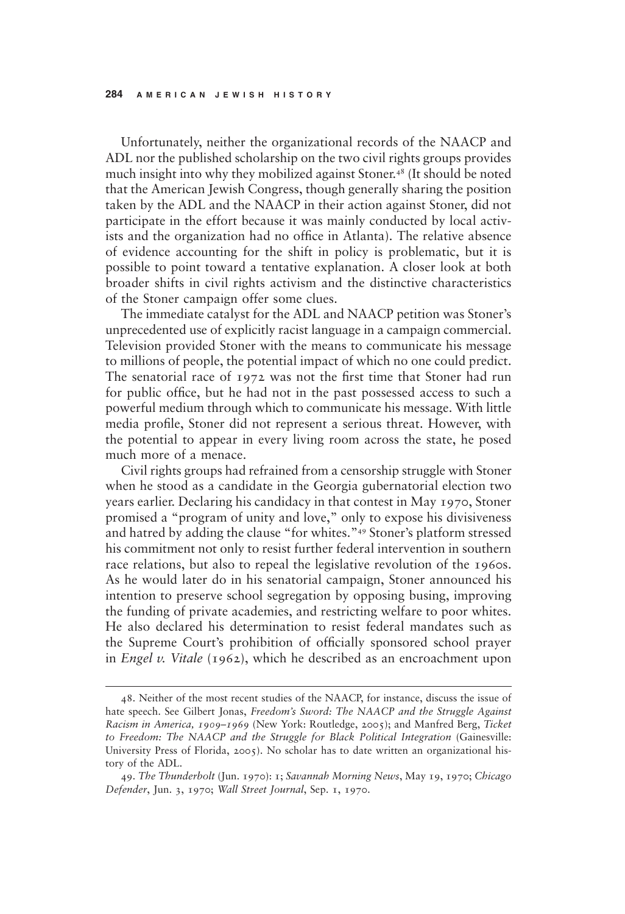Unfortunately, neither the organizational records of the NAACP and ADL nor the published scholarship on the two civil rights groups provides much insight into why they mobilized against Stoner.[48] (It should be noted that the American Jewish Congress, though generally sharing the position taken by the ADL and the NAACP in their action against Stoner, did not participate in the effort because it was mainly conducted by local activists and the organization had no office in Atlanta). The relative absence of evidence accounting for the shift in policy is problematic, but it is possible to point toward a tentative explanation. A closer look at both broader shifts in civil rights activism and the distinctive characteristics of the Stoner campaign offer some clues.

The immediate catalyst for the ADL and NAACP petition was Stoner's unprecedented use of explicitly racist language in a campaign commercial. Television provided Stoner with the means to communicate his message to millions of people, the potential impact of which no one could predict. The senatorial race of 1972 was not the first time that Stoner had run for public office, but he had not in the past possessed access to such a powerful medium through which to communicate his message. With little media profile, Stoner did not represent a serious threat. However, with the potential to appear in every living room across the state, he posed much more of a menace.

Civil rights groups had refrained from a censorship struggle with Stoner when he stood as a candidate in the Georgia gubernatorial election two years earlier. Declaring his candidacy in that contest in May 1970, Stoner promised a "program of unity and love," only to expose his divisiveness and hatred by adding the clause "for whites."[49] Stoner's platform stressed his commitment not only to resist further federal intervention in southern race relations, but also to repeal the legislative revolution of the 1960s. As he would later do in his senatorial campaign, Stoner announced his intention to preserve school segregation by opposing busing, improving the funding of private academies, and restricting welfare to poor whites. He also declared his determination to resist federal mandates such as the Supreme Court's prohibition of officially sponsored school prayer in *Engel v. Vitale* (1962), which he described as an encroachment upon

48. Neither of the most recent studies of the NAACP, for instance, discuss the issue of hate speech. See Gilbert Jonas, *Freedom's Sword: The NAACP and the Struggle Against Racism in America, 1909–1969* (New York: Routledge, 2005); and Manfred Berg, *Ticket to Freedom: The NAACP and the Struggle for Black Political Integration* (Gainesville: University Press of Florida, 2005). No scholar has to date written an organizational history of the ADL.

49. *The Thunderbolt* (Jun. 1970): 1; *Savannah Morning News*, May 19, 1970; *Chicago Defender*, Jun. 3, 1970; *Wall Street Journal*, Sep. 1, 1970.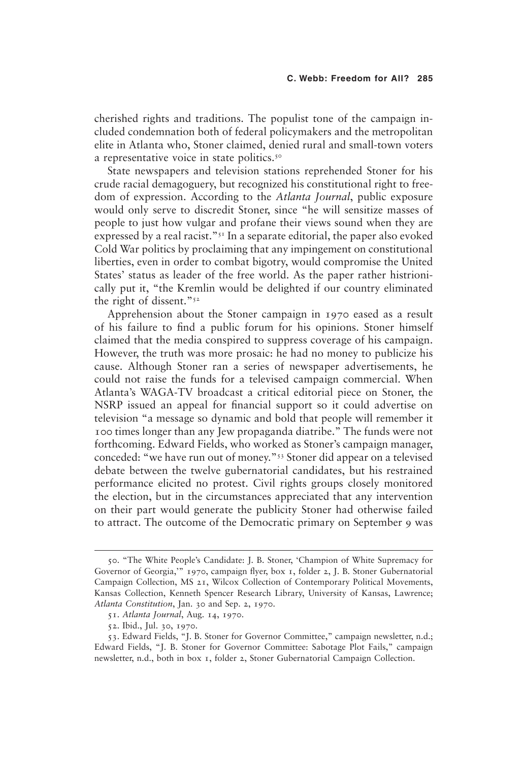cherished rights and traditions. The populist tone of the campaign included condemnation both of federal policymakers and the metropolitan elite in Atlanta who, Stoner claimed, denied rural and small-town voters a representative voice in state politics.[50]

State newspapers and television stations reprehended Stoner for his crude racial demagoguery, but recognized his constitutional right to freedom of expression. According to the *Atlanta Journal*, public exposure would only serve to discredit Stoner, since "he will sensitize masses of people to just how vulgar and profane their views sound when they are expressed by a real racist."[51] In a separate editorial, the paper also evoked Cold War politics by proclaiming that any impingement on constitutional liberties, even in order to combat bigotry, would compromise the United States' status as leader of the free world. As the paper rather histrionically put it, "the Kremlin would be delighted if our country eliminated the right of dissent."[52]

Apprehension about the Stoner campaign in 1970 eased as a result of his failure to find a public forum for his opinions. Stoner himself claimed that the media conspired to suppress coverage of his campaign. However, the truth was more prosaic: he had no money to publicize his cause. Although Stoner ran a series of newspaper advertisements, he could not raise the funds for a televised campaign commercial. When Atlanta's WAGA-TV broadcast a critical editorial piece on Stoner, the NSRP issued an appeal for financial support so it could advertise on television "a message so dynamic and bold that people will remember it 100 times longer than any Jew propaganda diatribe." The funds were not forthcoming. Edward Fields, who worked as Stoner's campaign manager, conceded: "we have run out of money."[53] Stoner did appear on a televised debate between the twelve gubernatorial candidates, but his restrained performance elicited no protest. Civil rights groups closely monitored the election, but in the circumstances appreciated that any intervention on their part would generate the publicity Stoner had otherwise failed to attract. The outcome of the Democratic primary on September 9 was

---

50. "The White People's Candidate: J. B. Stoner, 'Champion of White Supremacy for Governor of Georgia,'" 1970, campaign flyer, box 1, folder 2, J. B. Stoner Gubernatorial Campaign Collection, MS 21, Wilcox Collection of Contemporary Political Movements, Kansas Collection, Kenneth Spencer Research Library, University of Kansas, Lawrence; *Atlanta Constitution*, Jan. 30 and Sep. 2, 1970.

51. *Atlanta Journal*, Aug. 14, 1970.

52. Ibid., Jul. 30, 1970.

53. Edward Fields, "J. B. Stoner for Governor Committee," campaign newsletter, n.d.; Edward Fields, "J. B. Stoner for Governor Committee: Sabotage Plot Fails," campaign newsletter, n.d., both in box 1, folder 2, Stoner Gubernatorial Campaign Collection.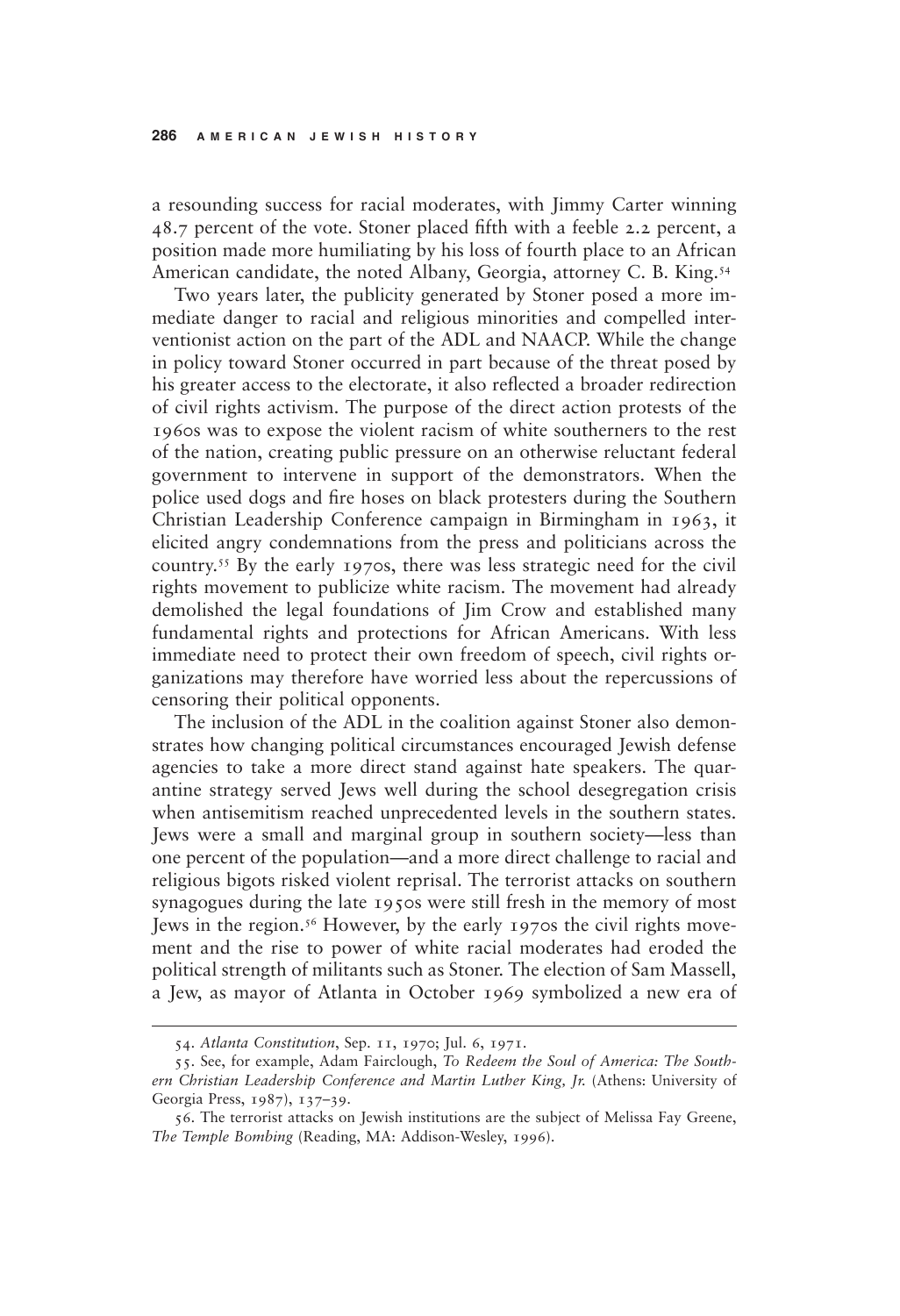a resounding success for racial moderates, with Jimmy Carter winning 48.7 percent of the vote. Stoner placed fifth with a feeble 2.2 percent, a position made more humiliating by his loss of fourth place to an African American candidate, the noted Albany, Georgia, attorney C. B. King.[54]

Two years later, the publicity generated by Stoner posed a more immediate danger to racial and religious minorities and compelled interventionist action on the part of the ADL and NAACP. While the change in policy toward Stoner occurred in part because of the threat posed by his greater access to the electorate, it also reflected a broader redirection of civil rights activism. The purpose of the direct action protests of the 1960s was to expose the violent racism of white southerners to the rest of the nation, creating public pressure on an otherwise reluctant federal government to intervene in support of the demonstrators. When the police used dogs and fire hoses on black protesters during the Southern Christian Leadership Conference campaign in Birmingham in 1963, it elicited angry condemnations from the press and politicians across the country.[55] By the early 1970s, there was less strategic need for the civil rights movement to publicize white racism. The movement had already demolished the legal foundations of Jim Crow and established many fundamental rights and protections for African Americans. With less immediate need to protect their own freedom of speech, civil rights organizations may therefore have worried less about the repercussions of censoring their political opponents.

The inclusion of the ADL in the coalition against Stoner also demonstrates how changing political circumstances encouraged Jewish defense agencies to take a more direct stand against hate speakers. The quarantine strategy served Jews well during the school desegregation crisis when antisemitism reached unprecedented levels in the southern states. Jews were a small and marginal group in southern society—less than one percent of the population—and a more direct challenge to racial and religious bigots risked violent reprisal. The terrorist attacks on southern synagogues during the late 1950s were still fresh in the memory of most Jews in the region.[56] However, by the early 1970s the civil rights movement and the rise to power of white racial moderates had eroded the political strength of militants such as Stoner. The election of Sam Massell, a Jew, as mayor of Atlanta in October 1969 symbolized a new era of

---

54. *Atlanta Constitution*, Sep. 11, 1970; Jul. 6, 1971.

55. See, for example, Adam Fairclough, *To Redeem the Soul of America: The Southern Christian Leadership Conference and Martin Luther King, Jr.* (Athens: University of Georgia Press, 1987), 137–39.

56. The terrorist attacks on Jewish institutions are the subject of Melissa Fay Greene, *The Temple Bombing* (Reading, MA: Addison-Wesley, 1996).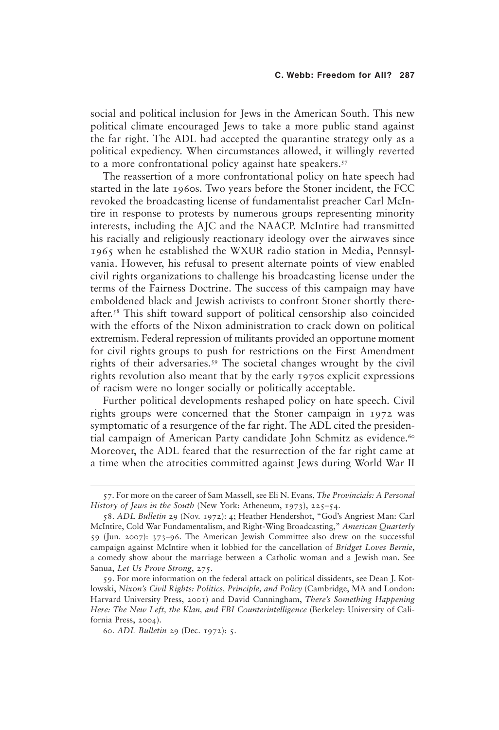social and political inclusion for Jews in the American South. This new political climate encouraged Jews to take a more public stand against the far right. The ADL had accepted the quarantine strategy only as a political expediency. When circumstances allowed, it willingly reverted to a more confrontational policy against hate speakers.[57]

The reassertion of a more confrontational policy on hate speech had started in the late 1960s. Two years before the Stoner incident, the FCC revoked the broadcasting license of fundamentalist preacher Carl McIntire in response to protests by numerous groups representing minority interests, including the AJC and the NAACP. McIntire had transmitted his racially and religiously reactionary ideology over the airwaves since 1965 when he established the WXUR radio station in Media, Pennsylvania. However, his refusal to present alternate points of view enabled civil rights organizations to challenge his broadcasting license under the terms of the Fairness Doctrine. The success of this campaign may have emboldened black and Jewish activists to confront Stoner shortly thereafter.[58] This shift toward support of political censorship also coincided with the efforts of the Nixon administration to crack down on political extremism. Federal repression of militants provided an opportune moment for civil rights groups to push for restrictions on the First Amendment rights of their adversaries.[59] The societal changes wrought by the civil rights revolution also meant that by the early 1970s explicit expressions of racism were no longer socially or politically acceptable.

Further political developments reshaped policy on hate speech. Civil rights groups were concerned that the Stoner campaign in 1972 was symptomatic of a resurgence of the far right. The ADL cited the presidential campaign of American Party candidate John Schmitz as evidence.[60] Moreover, the ADL feared that the resurrection of the far right came at a time when the atrocities committed against Jews during World War II

---

57. For more on the career of Sam Massell, see Eli N. Evans, *The Provincials: A Personal History of Jews in the South* (New York: Atheneum, 1973), 225–54.

58. *ADL Bulletin* 29 (Nov. 1972): 4; Heather Hendershot, "God's Angriest Man: Carl McIntire, Cold War Fundamentalism, and Right-Wing Broadcasting," *American Quarterly* 59 (Jun. 2007): 373–96. The American Jewish Committee also drew on the successful campaign against McIntire when it lobbied for the cancellation of *Bridget Loves Bernie*, a comedy show about the marriage between a Catholic woman and a Jewish man. See Sanua, *Let Us Prove Strong*, 275.

59. For more information on the federal attack on political dissidents, see Dean J. Kotlowski, *Nixon's Civil Rights: Politics, Principle, and Policy* (Cambridge, MA and London: Harvard University Press, 2001) and David Cunningham, *There's Something Happening Here: The New Left, the Klan, and FBI Counterintelligence* (Berkeley: University of California Press, 2004).

60. *ADL Bulletin* 29 (Dec. 1972): 5.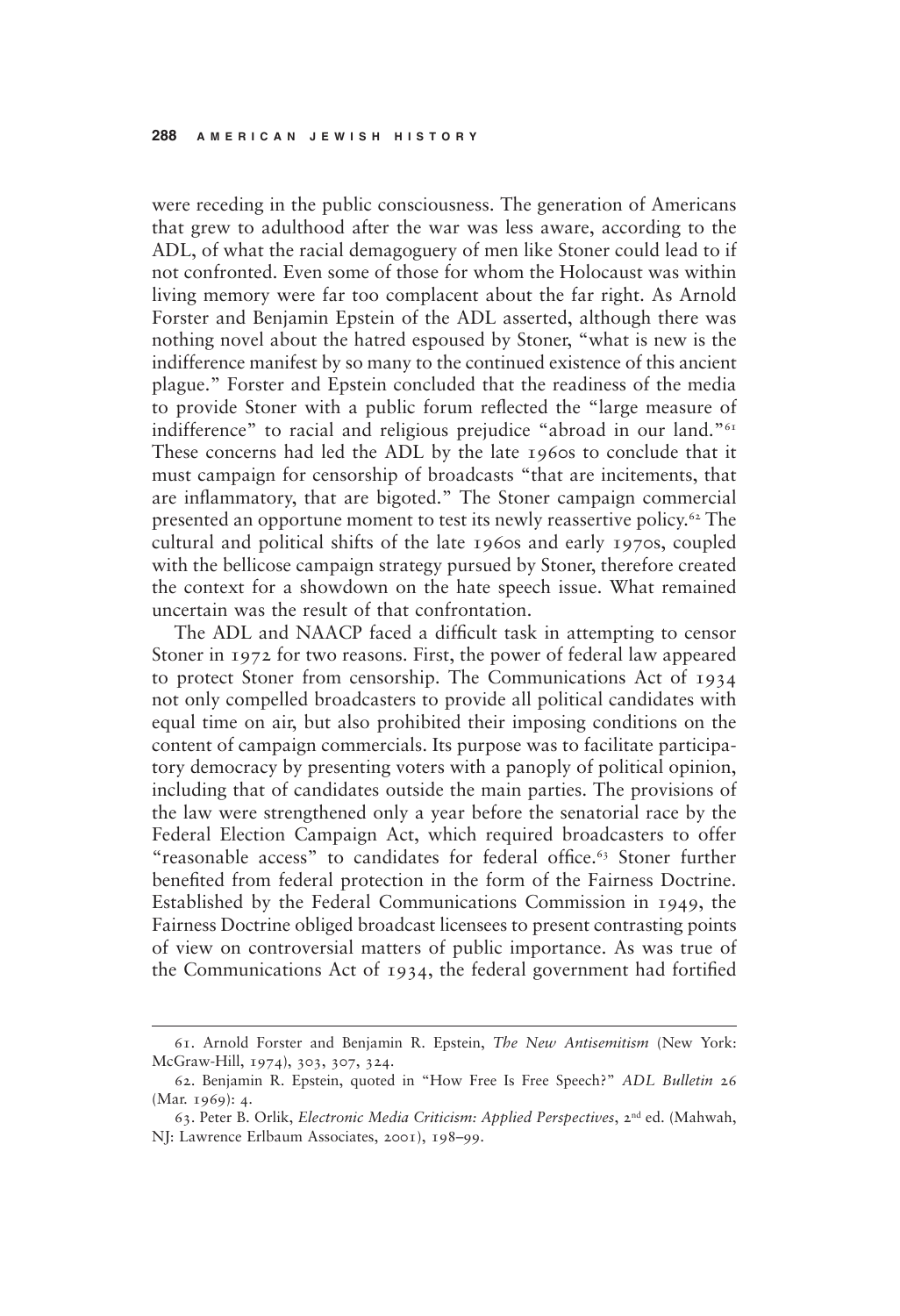were receding in the public consciousness. The generation of Americans that grew to adulthood after the war was less aware, according to the ADL, of what the racial demagoguery of men like Stoner could lead to if not confronted. Even some of those for whom the Holocaust was within living memory were far too complacent about the far right. As Arnold Forster and Benjamin Epstein of the ADL asserted, although there was nothing novel about the hatred espoused by Stoner, "what is new is the indifference manifest by so many to the continued existence of this ancient plague." Forster and Epstein concluded that the readiness of the media to provide Stoner with a public forum reflected the "large measure of indifference" to racial and religious prejudice "abroad in our land."[61] These concerns had led the ADL by the late 1960s to conclude that it must campaign for censorship of broadcasts "that are incitements, that are inflammatory, that are bigoted." The Stoner campaign commercial presented an opportune moment to test its newly reassertive policy.[62] The cultural and political shifts of the late 1960s and early 1970s, coupled with the bellicose campaign strategy pursued by Stoner, therefore created the context for a showdown on the hate speech issue. What remained uncertain was the result of that confrontation.

The ADL and NAACP faced a difficult task in attempting to censor Stoner in 1972 for two reasons. First, the power of federal law appeared to protect Stoner from censorship. The Communications Act of 1934 not only compelled broadcasters to provide all political candidates with equal time on air, but also prohibited their imposing conditions on the content of campaign commercials. Its purpose was to facilitate participatory democracy by presenting voters with a panoply of political opinion, including that of candidates outside the main parties. The provisions of the law were strengthened only a year before the senatorial race by the Federal Election Campaign Act, which required broadcasters to offer "reasonable access" to candidates for federal office.[63] Stoner further benefited from federal protection in the form of the Fairness Doctrine. Established by the Federal Communications Commission in 1949, the Fairness Doctrine obliged broadcast licensees to present contrasting points of view on controversial matters of public importance. As was true of the Communications Act of 1934, the federal government had fortified

---

61. Arnold Forster and Benjamin R. Epstein, *The New Antisemitism* (New York: McGraw-Hill, 1974), 303, 307, 324.

62. Benjamin R. Epstein, quoted in "How Free Is Free Speech?" *ADL Bulletin* 26 (Mar. 1969): 4.

63. Peter B. Orlik, *Electronic Media Criticism: Applied Perspectives*, 2nd ed. (Mahwah, NJ: Lawrence Erlbaum Associates, 2001), 198–99.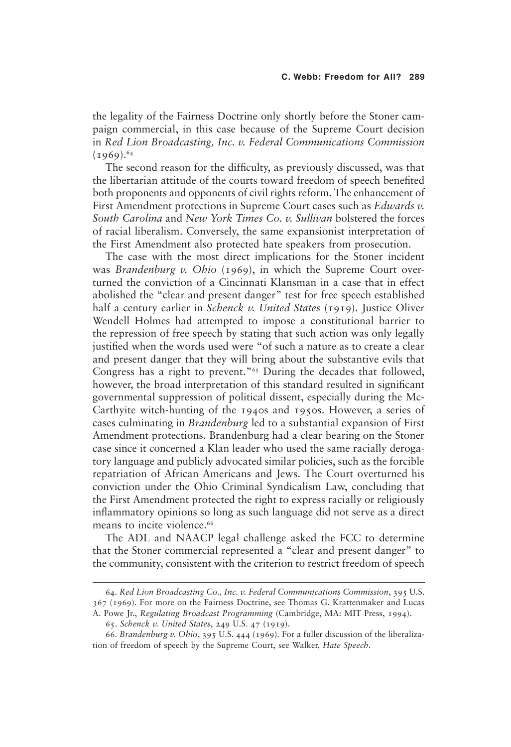the legality of the Fairness Doctrine only shortly before the Stoner campaign commercial, in this case because of the Supreme Court decision in *Red Lion Broadcasting, Inc. v. Federal Communications Commission* (1969).[64]

The second reason for the difficulty, as previously discussed, was that the libertarian attitude of the courts toward freedom of speech benefited both proponents and opponents of civil rights reform. The enhancement of First Amendment protections in Supreme Court cases such as *Edwards v. South Carolina* and *New York Times Co. v. Sullivan* bolstered the forces of racial liberalism. Conversely, the same expansionist interpretation of the First Amendment also protected hate speakers from prosecution.

The case with the most direct implications for the Stoner incident was *Brandenburg v. Ohio* (1969), in which the Supreme Court overturned the conviction of a Cincinnati Klansman in a case that in effect abolished the "clear and present danger" test for free speech established half a century earlier in *Schenck v. United States* (1919). Justice Oliver Wendell Holmes had attempted to impose a constitutional barrier to the repression of free speech by stating that such action was only legally justified when the words used were "of such a nature as to create a clear and present danger that they will bring about the substantive evils that Congress has a right to prevent."[65] During the decades that followed, however, the broad interpretation of this standard resulted in significant governmental suppression of political dissent, especially during the McCarthyite witch-hunting of the 1940s and 1950s. However, a series of cases culminating in *Brandenburg* led to a substantial expansion of First Amendment protections. Brandenburg had a clear bearing on the Stoner case since it concerned a Klan leader who used the same racially derogatory language and publicly advocated similar policies, such as the forcible repatriation of African Americans and Jews. The Court overturned his conviction under the Ohio Criminal Syndicalism Law, concluding that the First Amendment protected the right to express racially or religiously inflammatory opinions so long as such language did not serve as a direct means to incite violence.[66]

The ADL and NAACP legal challenge asked the FCC to determine that the Stoner commercial represented a "clear and present danger" to the community, consistent with the criterion to restrict freedom of speech

---

64. *Red Lion Broadcasting Co., Inc. v. Federal Communications Commission*, 395 U.S. 367 (1969). For more on the Fairness Doctrine, see Thomas G. Krattenmaker and Lucas A. Powe Jr., *Regulating Broadcast Programming* (Cambridge, MA: MIT Press, 1994).

65. *Schenck v. United States*, 249 U.S. 47 (1919).

66. *Brandenburg v. Ohio*, 395 U.S. 444 (1969). For a fuller discussion of the liberalization of freedom of speech by the Supreme Court, see Walker, *Hate Speech*.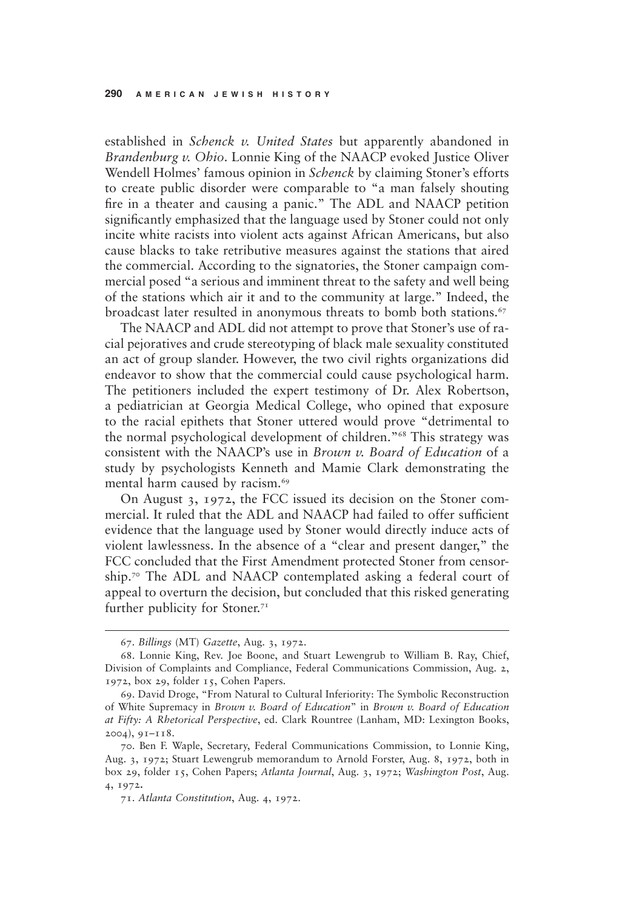established in *Schenck v. United States* but apparently abandoned in *Brandenburg v. Ohio*. Lonnie King of the NAACP evoked Justice Oliver Wendell Holmes' famous opinion in *Schenck* by claiming Stoner's efforts to create public disorder were comparable to "a man falsely shouting fire in a theater and causing a panic." The ADL and NAACP petition significantly emphasized that the language used by Stoner could not only incite white racists into violent acts against African Americans, but also cause blacks to take retributive measures against the stations that aired the commercial. According to the signatories, the Stoner campaign commercial posed "a serious and imminent threat to the safety and well being of the stations which air it and to the community at large." Indeed, the broadcast later resulted in anonymous threats to bomb both stations.[67]

The NAACP and ADL did not attempt to prove that Stoner's use of racial pejoratives and crude stereotyping of black male sexuality constituted an act of group slander. However, the two civil rights organizations did endeavor to show that the commercial could cause psychological harm. The petitioners included the expert testimony of Dr. Alex Robertson, a pediatrician at Georgia Medical College, who opined that exposure to the racial epithets that Stoner uttered would prove "detrimental to the normal psychological development of children."[68] This strategy was consistent with the NAACP's use in *Brown v. Board of Education* of a study by psychologists Kenneth and Mamie Clark demonstrating the mental harm caused by racism.[69]

On August 3, 1972, the FCC issued its decision on the Stoner commercial. It ruled that the ADL and NAACP had failed to offer sufficient evidence that the language used by Stoner would directly induce acts of violent lawlessness. In the absence of a "clear and present danger," the FCC concluded that the First Amendment protected Stoner from censorship.[70] The ADL and NAACP contemplated asking a federal court of appeal to overturn the decision, but concluded that this risked generating further publicity for Stoner.[71]

---

67. *Billings* (MT) *Gazette*, Aug. 3, 1972.

68. Lonnie King, Rev. Joe Boone, and Stuart Lewengrub to William B. Ray, Chief, Division of Complaints and Compliance, Federal Communications Commission, Aug. 2, 1972, box 29, folder 15, Cohen Papers.

69. David Droge, "From Natural to Cultural Inferiority: The Symbolic Reconstruction of White Supremacy in *Brown v. Board of Education*" in *Brown v. Board of Education at Fifty: A Rhetorical Perspective*, ed. Clark Rountree (Lanham, MD: Lexington Books, 2004), 91–118.

70. Ben F. Waple, Secretary, Federal Communications Commission, to Lonnie King, Aug. 3, 1972; Stuart Lewengrub memorandum to Arnold Forster, Aug. 8, 1972, both in box 29, folder 15, Cohen Papers; *Atlanta Journal*, Aug. 3, 1972; *Washington Post*, Aug. 4, 1972.

71. *Atlanta Constitution*, Aug. 4, 1972.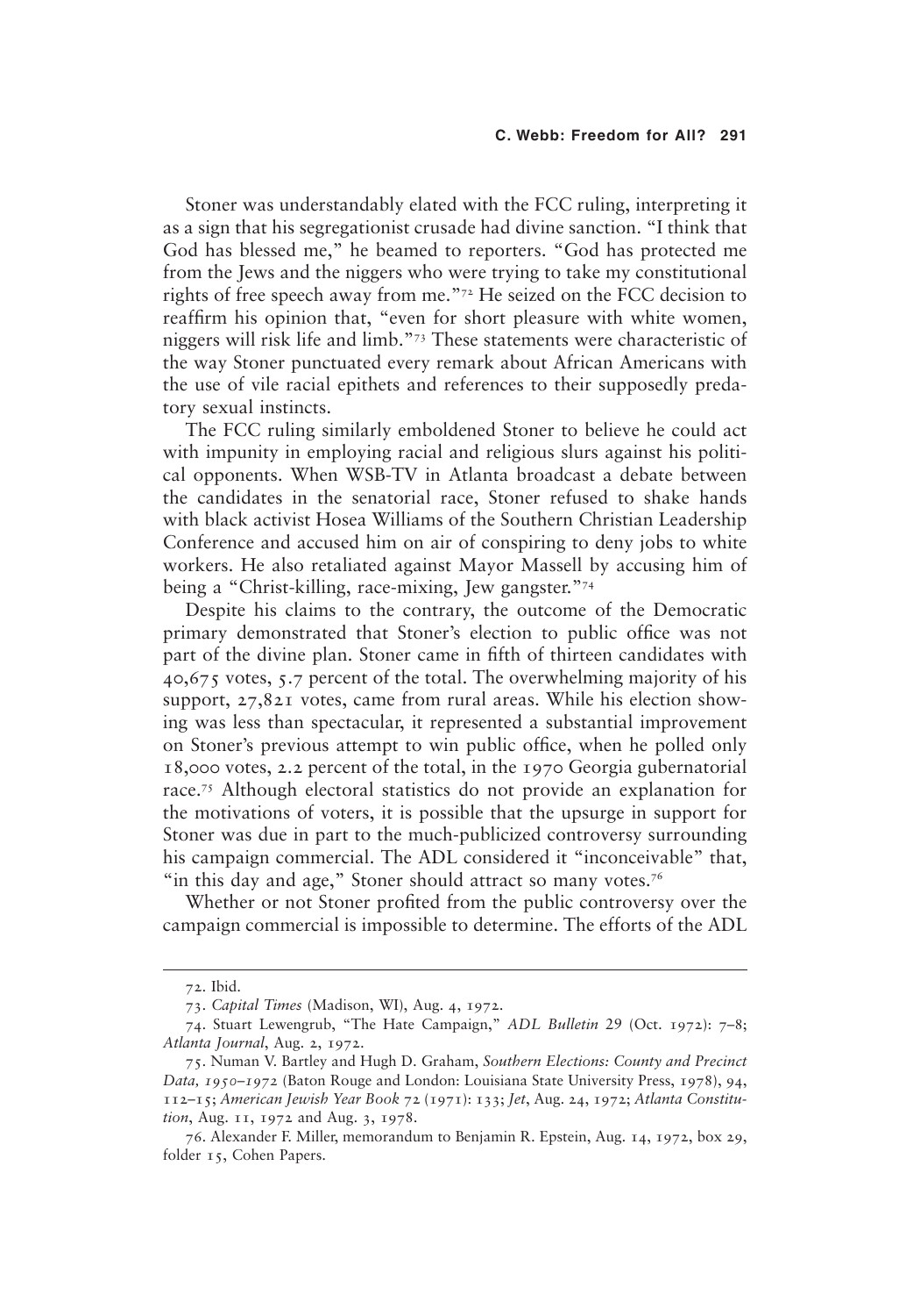Stoner was understandably elated with the FCC ruling, interpreting it as a sign that his segregationist crusade had divine sanction. "I think that God has blessed me," he beamed to reporters. "God has protected me from the Jews and the niggers who were trying to take my constitutional rights of free speech away from me."[72] He seized on the FCC decision to reaffirm his opinion that, "even for short pleasure with white women, niggers will risk life and limb."[73] These statements were characteristic of the way Stoner punctuated every remark about African Americans with the use of vile racial epithets and references to their supposedly predatory sexual instincts.

The FCC ruling similarly emboldened Stoner to believe he could act with impunity in employing racial and religious slurs against his political opponents. When WSB-TV in Atlanta broadcast a debate between the candidates in the senatorial race, Stoner refused to shake hands with black activist Hosea Williams of the Southern Christian Leadership Conference and accused him on air of conspiring to deny jobs to white workers. He also retaliated against Mayor Massell by accusing him of being a "Christ-killing, race-mixing, Jew gangster."[74]

Despite his claims to the contrary, the outcome of the Democratic primary demonstrated that Stoner's election to public office was not part of the divine plan. Stoner came in fifth of thirteen candidates with 40,675 votes, 5.7 percent of the total. The overwhelming majority of his support, 27,821 votes, came from rural areas. While his election showing was less than spectacular, it represented a substantial improvement on Stoner's previous attempt to win public office, when he polled only 18,000 votes, 2.2 percent of the total, in the 1970 Georgia gubernatorial race.[75] Although electoral statistics do not provide an explanation for the motivations of voters, it is possible that the upsurge in support for Stoner was due in part to the much-publicized controversy surrounding his campaign commercial. The ADL considered it "inconceivable" that, "in this day and age," Stoner should attract so many votes.[76]

Whether or not Stoner profited from the public controversy over the campaign commercial is impossible to determine. The efforts of the ADL

---

72. Ibid.

73. *Capital Times* (Madison, WI), Aug. 4, 1972.

74. Stuart Lewengrub, "The Hate Campaign," *ADL Bulletin* 29 (Oct. 1972): 7–8; *Atlanta Journal*, Aug. 2, 1972.

75. Numan V. Bartley and Hugh D. Graham, *Southern Elections: County and Precinct Data, 1950–1972* (Baton Rouge and London: Louisiana State University Press, 1978), 94, 112–15; *American Jewish Year Book* 72 (1971): 133; *Jet*, Aug. 24, 1972; *Atlanta Constitution*, Aug. 11, 1972 and Aug. 3, 1978.

76. Alexander F. Miller, memorandum to Benjamin R. Epstein, Aug. 14, 1972, box 29, folder 15, Cohen Papers.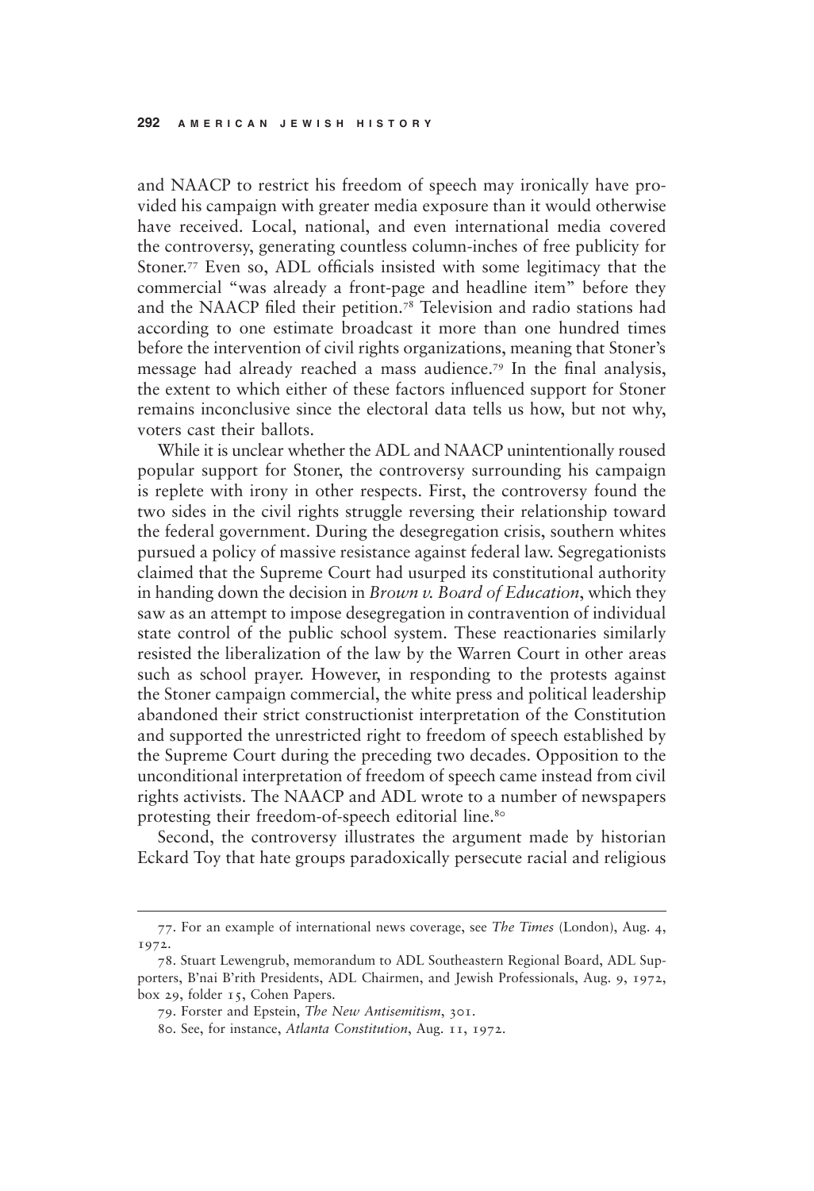and NAACP to restrict his freedom of speech may ironically have provided his campaign with greater media exposure than it would otherwise have received. Local, national, and even international media covered the controversy, generating countless column-inches of free publicity for Stoner.[77] Even so, ADL officials insisted with some legitimacy that the commercial "was already a front-page and headline item" before they and the NAACP filed their petition.[78] Television and radio stations had according to one estimate broadcast it more than one hundred times before the intervention of civil rights organizations, meaning that Stoner's message had already reached a mass audience.[79] In the final analysis, the extent to which either of these factors influenced support for Stoner remains inconclusive since the electoral data tells us how, but not why, voters cast their ballots.

While it is unclear whether the ADL and NAACP unintentionally roused popular support for Stoner, the controversy surrounding his campaign is replete with irony in other respects. First, the controversy found the two sides in the civil rights struggle reversing their relationship toward the federal government. During the desegregation crisis, southern whites pursued a policy of massive resistance against federal law. Segregationists claimed that the Supreme Court had usurped its constitutional authority in handing down the decision in *Brown v. Board of Education*, which they saw as an attempt to impose desegregation in contravention of individual state control of the public school system. These reactionaries similarly resisted the liberalization of the law by the Warren Court in other areas such as school prayer. However, in responding to the protests against the Stoner campaign commercial, the white press and political leadership abandoned their strict constructionist interpretation of the Constitution and supported the unrestricted right to freedom of speech established by the Supreme Court during the preceding two decades. Opposition to the unconditional interpretation of freedom of speech came instead from civil rights activists. The NAACP and ADL wrote to a number of newspapers protesting their freedom-of-speech editorial line.[80]

Second, the controversy illustrates the argument made by historian Eckard Toy that hate groups paradoxically persecute racial and religious

---

77. For an example of international news coverage, see *The Times* (London), Aug. 4, 1972.

78. Stuart Lewengrub, memorandum to ADL Southeastern Regional Board, ADL Supporters, B'nai B'rith Presidents, ADL Chairmen, and Jewish Professionals, Aug. 9, 1972, box 29, folder 15, Cohen Papers.

79. Forster and Epstein, *The New Antisemitism*, 301.

80. See, for instance, *Atlanta Constitution*, Aug. 11, 1972.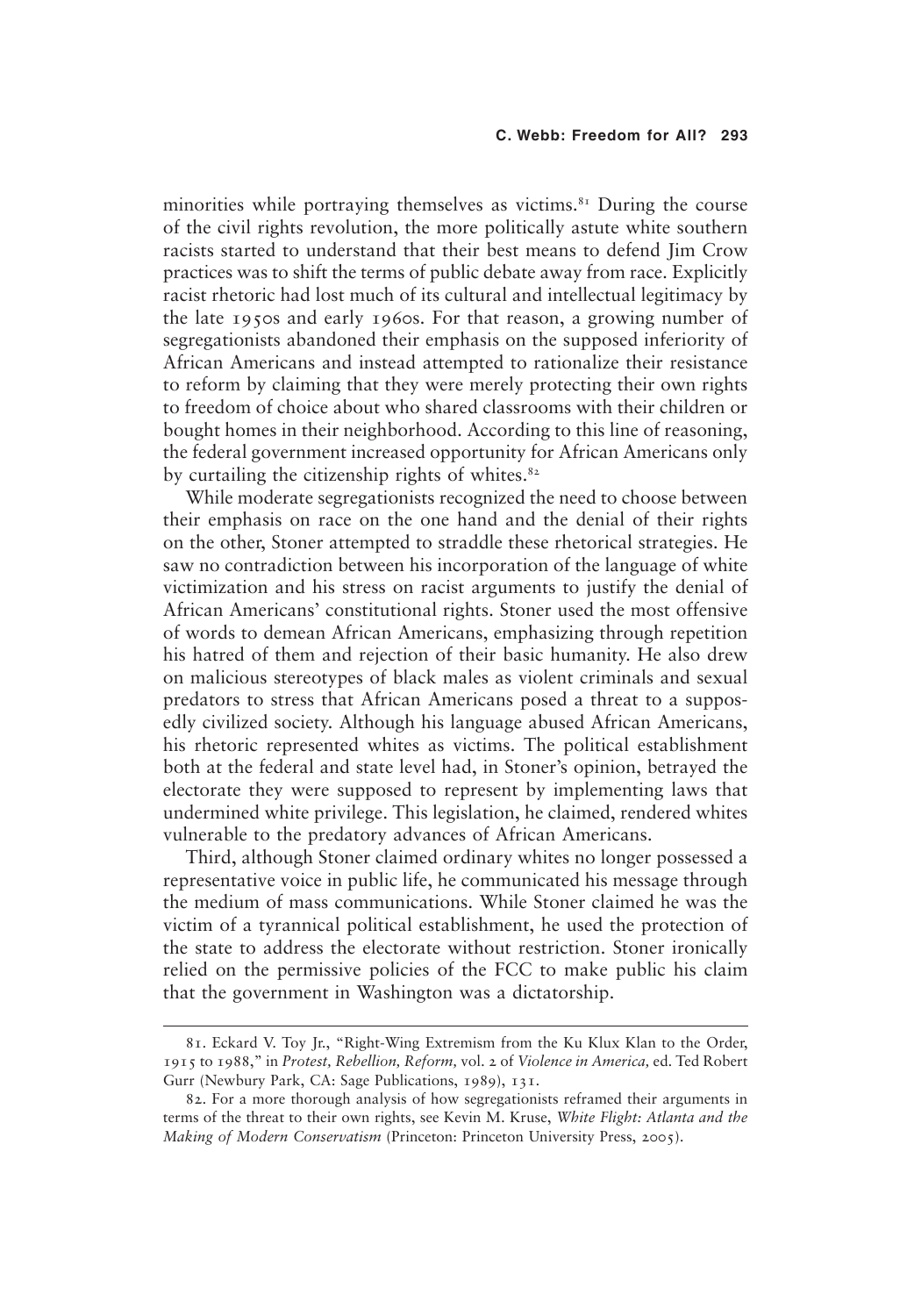minorities while portraying themselves as victims.[81] During the course of the civil rights revolution, the more politically astute white southern racists started to understand that their best means to defend Jim Crow practices was to shift the terms of public debate away from race. Explicitly racist rhetoric had lost much of its cultural and intellectual legitimacy by the late 1950s and early 1960s. For that reason, a growing number of segregationists abandoned their emphasis on the supposed inferiority of African Americans and instead attempted to rationalize their resistance to reform by claiming that they were merely protecting their own rights to freedom of choice about who shared classrooms with their children or bought homes in their neighborhood. According to this line of reasoning, the federal government increased opportunity for African Americans only by curtailing the citizenship rights of whites.[82]

While moderate segregationists recognized the need to choose between their emphasis on race on the one hand and the denial of their rights on the other, Stoner attempted to straddle these rhetorical strategies. He saw no contradiction between his incorporation of the language of white victimization and his stress on racist arguments to justify the denial of African Americans' constitutional rights. Stoner used the most offensive of words to demean African Americans, emphasizing through repetition his hatred of them and rejection of their basic humanity. He also drew on malicious stereotypes of black males as violent criminals and sexual predators to stress that African Americans posed a threat to a supposedly civilized society. Although his language abused African Americans, his rhetoric represented whites as victims. The political establishment both at the federal and state level had, in Stoner's opinion, betrayed the electorate they were supposed to represent by implementing laws that undermined white privilege. This legislation, he claimed, rendered whites vulnerable to the predatory advances of African Americans.

Third, although Stoner claimed ordinary whites no longer possessed a representative voice in public life, he communicated his message through the medium of mass communications. While Stoner claimed he was the victim of a tyrannical political establishment, he used the protection of the state to address the electorate without restriction. Stoner ironically relied on the permissive policies of the FCC to make public his claim that the government in Washington was a dictatorship.

---

81. Eckard V. Toy Jr., "Right-Wing Extremism from the Ku Klux Klan to the Order, 1915 to 1988," in *Protest, Rebellion, Reform,* vol. 2 of *Violence in America,* ed. Ted Robert Gurr (Newbury Park, CA: Sage Publications, 1989), 131.

82. For a more thorough analysis of how segregationists reframed their arguments in terms of the threat to their own rights, see Kevin M. Kruse, *White Flight: Atlanta and the Making of Modern Conservatism* (Princeton: Princeton University Press, 2005).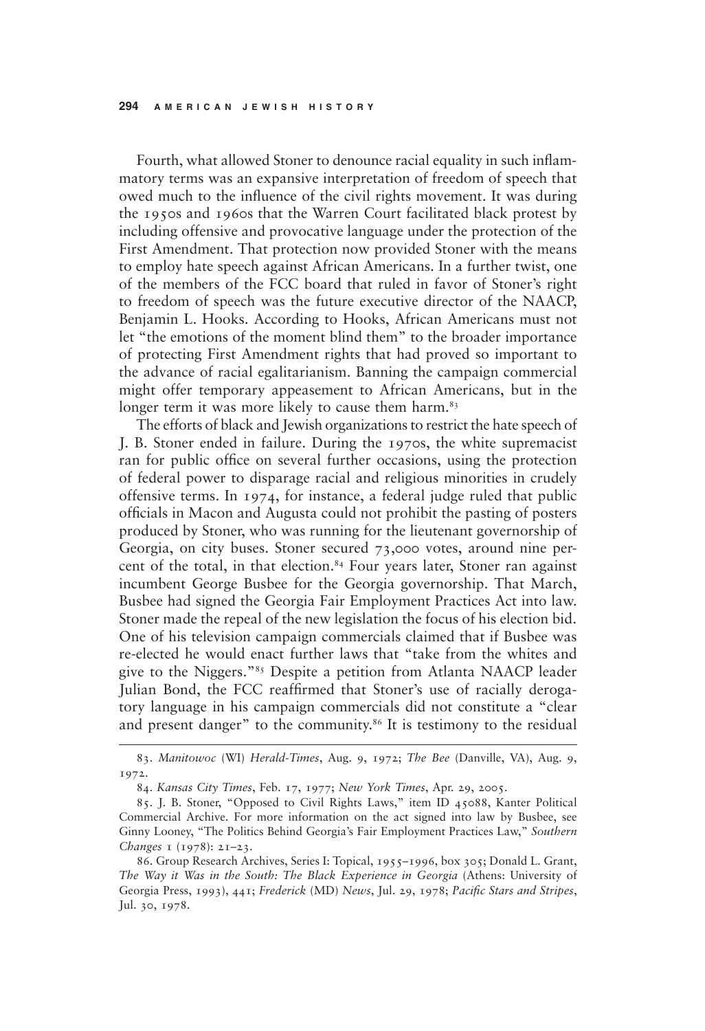Fourth, what allowed Stoner to denounce racial equality in such inflammatory terms was an expansive interpretation of freedom of speech that owed much to the influence of the civil rights movement. It was during the 1950s and 1960s that the Warren Court facilitated black protest by including offensive and provocative language under the protection of the First Amendment. That protection now provided Stoner with the means to employ hate speech against African Americans. In a further twist, one of the members of the FCC board that ruled in favor of Stoner's right to freedom of speech was the future executive director of the NAACP, Benjamin L. Hooks. According to Hooks, African Americans must not let "the emotions of the moment blind them" to the broader importance of protecting First Amendment rights that had proved so important to the advance of racial egalitarianism. Banning the campaign commercial might offer temporary appeasement to African Americans, but in the longer term it was more likely to cause them harm.[83]

The efforts of black and Jewish organizations to restrict the hate speech of J. B. Stoner ended in failure. During the 1970s, the white supremacist ran for public office on several further occasions, using the protection of federal power to disparage racial and religious minorities in crudely offensive terms. In 1974, for instance, a federal judge ruled that public officials in Macon and Augusta could not prohibit the pasting of posters produced by Stoner, who was running for the lieutenant governorship of Georgia, on city buses. Stoner secured 73,000 votes, around nine percent of the total, in that election.[84] Four years later, Stoner ran against incumbent George Busbee for the Georgia governorship. That March, Busbee had signed the Georgia Fair Employment Practices Act into law. Stoner made the repeal of the new legislation the focus of his election bid. One of his television campaign commercials claimed that if Busbee was re-elected he would enact further laws that "take from the whites and give to the Niggers."[85] Despite a petition from Atlanta NAACP leader Julian Bond, the FCC reaffirmed that Stoner's use of racially derogatory language in his campaign commercials did not constitute a "clear and present danger" to the community.[86] It is testimony to the residual

---

83. *Manitowoc* (WI) *Herald-Times*, Aug. 9, 1972; *The Bee* (Danville, VA), Aug. 9, 1972.

84. *Kansas City Times*, Feb. 17, 1977; *New York Times*, Apr. 29, 2005.

85. J. B. Stoner, "Opposed to Civil Rights Laws," item ID 45088, Kanter Political Commercial Archive. For more information on the act signed into law by Busbee, see Ginny Looney, "The Politics Behind Georgia's Fair Employment Practices Law," *Southern Changes* 1 (1978): 21–23.

86. Group Research Archives, Series I: Topical, 1955–1996, box 305; Donald L. Grant, *The Way it Was in the South: The Black Experience in Georgia* (Athens: University of Georgia Press, 1993), 441; *Frederick* (MD) *News*, Jul. 29, 1978; *Pacific Stars and Stripes*, Jul. 30, 1978.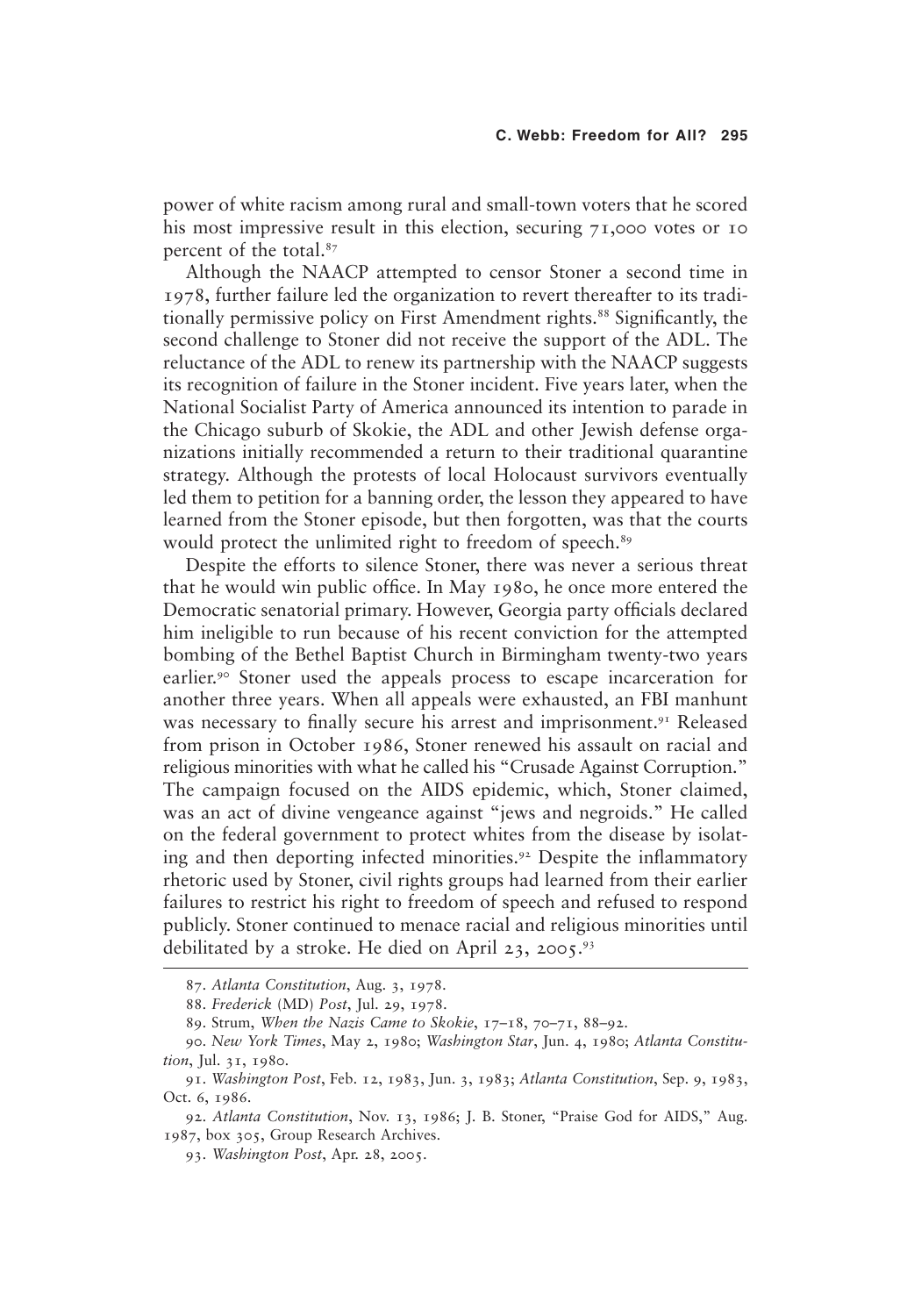power of white racism among rural and small-town voters that he scored his most impressive result in this election, securing 71,000 votes or 10 percent of the total.[87]

Although the NAACP attempted to censor Stoner a second time in 1978, further failure led the organization to revert thereafter to its traditionally permissive policy on First Amendment rights.[88] Significantly, the second challenge to Stoner did not receive the support of the ADL. The reluctance of the ADL to renew its partnership with the NAACP suggests its recognition of failure in the Stoner incident. Five years later, when the National Socialist Party of America announced its intention to parade in the Chicago suburb of Skokie, the ADL and other Jewish defense organizations initially recommended a return to their traditional quarantine strategy. Although the protests of local Holocaust survivors eventually led them to petition for a banning order, the lesson they appeared to have learned from the Stoner episode, but then forgotten, was that the courts would protect the unlimited right to freedom of speech.[89]

Despite the efforts to silence Stoner, there was never a serious threat that he would win public office. In May 1980, he once more entered the Democratic senatorial primary. However, Georgia party officials declared him ineligible to run because of his recent conviction for the attempted bombing of the Bethel Baptist Church in Birmingham twenty-two years earlier.[90] Stoner used the appeals process to escape incarceration for another three years. When all appeals were exhausted, an FBI manhunt was necessary to finally secure his arrest and imprisonment.[91] Released from prison in October 1986, Stoner renewed his assault on racial and religious minorities with what he called his "Crusade Against Corruption." The campaign focused on the AIDS epidemic, which, Stoner claimed, was an act of divine vengeance against "jews and negroids." He called on the federal government to protect whites from the disease by isolating and then deporting infected minorities.[92] Despite the inflammatory rhetoric used by Stoner, civil rights groups had learned from their earlier failures to restrict his right to freedom of speech and refused to respond publicly. Stoner continued to menace racial and religious minorities until debilitated by a stroke. He died on April 23, 2005.[93]

---

87. *Atlanta Constitution*, Aug. 3, 1978.

88. *Frederick* (MD) *Post*, Jul. 29, 1978.

89. Strum, *When the Nazis Came to Skokie*, 17–18, 70–71, 88–92.

90. *New York Times*, May 2, 1980; *Washington Star*, Jun. 4, 1980; *Atlanta Constitution*, Jul. 31, 1980.

91. *Washington Post*, Feb. 12, 1983, Jun. 3, 1983; *Atlanta Constitution*, Sep. 9, 1983, Oct. 6, 1986.

92. *Atlanta Constitution*, Nov. 13, 1986; J. B. Stoner, "Praise God for AIDS," Aug. 1987, box 305, Group Research Archives.

93. *Washington Post*, Apr. 28, 2005.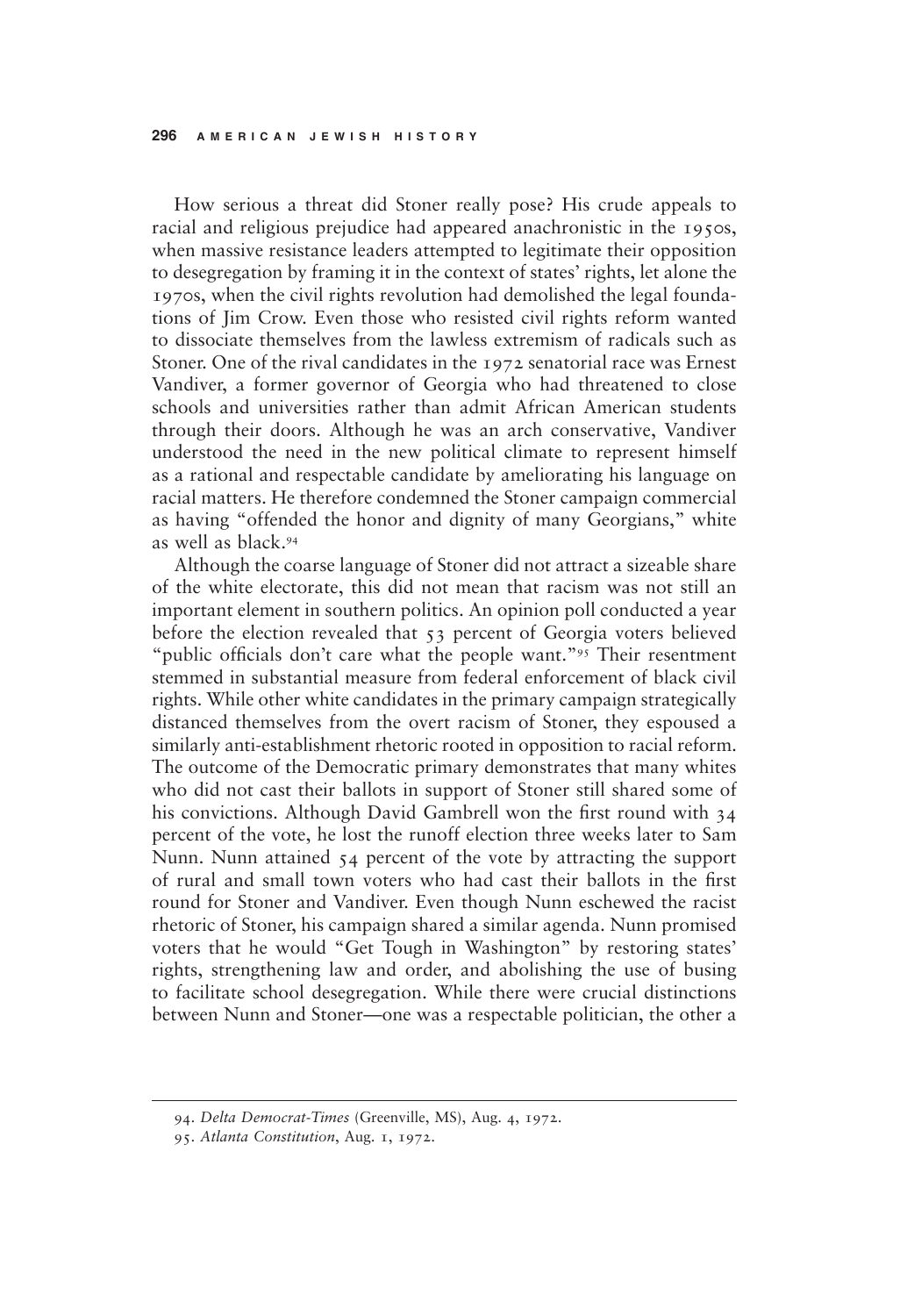How serious a threat did Stoner really pose? His crude appeals to racial and religious prejudice had appeared anachronistic in the 1950s, when massive resistance leaders attempted to legitimate their opposition to desegregation by framing it in the context of states' rights, let alone the 1970s, when the civil rights revolution had demolished the legal foundations of Jim Crow. Even those who resisted civil rights reform wanted to dissociate themselves from the lawless extremism of radicals such as Stoner. One of the rival candidates in the 1972 senatorial race was Ernest Vandiver, a former governor of Georgia who had threatened to close schools and universities rather than admit African American students through their doors. Although he was an arch conservative, Vandiver understood the need in the new political climate to represent himself as a rational and respectable candidate by ameliorating his language on racial matters. He therefore condemned the Stoner campaign commercial as having "offended the honor and dignity of many Georgians," white as well as black.[94]

Although the coarse language of Stoner did not attract a sizeable share of the white electorate, this did not mean that racism was not still an important element in southern politics. An opinion poll conducted a year before the election revealed that 53 percent of Georgia voters believed "public officials don't care what the people want."[95] Their resentment stemmed in substantial measure from federal enforcement of black civil rights. While other white candidates in the primary campaign strategically distanced themselves from the overt racism of Stoner, they espoused a similarly anti-establishment rhetoric rooted in opposition to racial reform. The outcome of the Democratic primary demonstrates that many whites who did not cast their ballots in support of Stoner still shared some of his convictions. Although David Gambrell won the first round with 34 percent of the vote, he lost the runoff election three weeks later to Sam Nunn. Nunn attained 54 percent of the vote by attracting the support of rural and small town voters who had cast their ballots in the first round for Stoner and Vandiver. Even though Nunn eschewed the racist rhetoric of Stoner, his campaign shared a similar agenda. Nunn promised voters that he would "Get Tough in Washington" by restoring states' rights, strengthening law and order, and abolishing the use of busing to facilitate school desegregation. While there were crucial distinctions between Nunn and Stoner—one was a respectable politician, the other a

94. *Delta Democrat-Times* (Greenville, MS), Aug. 4, 1972.

95. *Atlanta Constitution*, Aug. 1, 1972.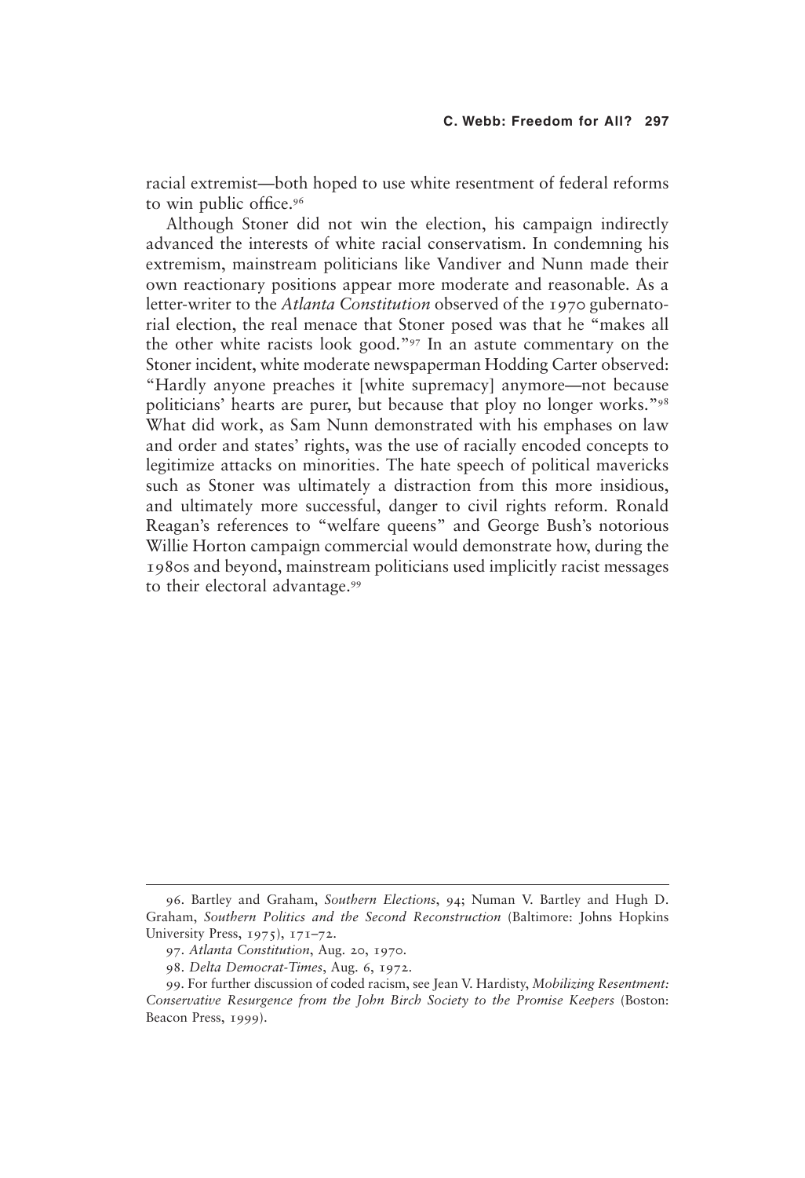racial extremist—both hoped to use white resentment of federal reforms to win public office.[96]

Although Stoner did not win the election, his campaign indirectly advanced the interests of white racial conservatism. In condemning his extremism, mainstream politicians like Vandiver and Nunn made their own reactionary positions appear more moderate and reasonable. As a letter-writer to the *Atlanta Constitution* observed of the 1970 gubernatorial election, the real menace that Stoner posed was that he "makes all the other white racists look good."[97] In an astute commentary on the Stoner incident, white moderate newspaperman Hodding Carter observed: "Hardly anyone preaches it [white supremacy] anymore—not because politicians' hearts are purer, but because that ploy no longer works."[98] What did work, as Sam Nunn demonstrated with his emphases on law and order and states' rights, was the use of racially encoded concepts to legitimize attacks on minorities. The hate speech of political mavericks such as Stoner was ultimately a distraction from this more insidious, and ultimately more successful, danger to civil rights reform. Ronald Reagan's references to "welfare queens" and George Bush's notorious Willie Horton campaign commercial would demonstrate how, during the 1980s and beyond, mainstream politicians used implicitly racist messages to their electoral advantage.[99]

---

96. Bartley and Graham, *Southern Elections*, 94; Numan V. Bartley and Hugh D. Graham, *Southern Politics and the Second Reconstruction* (Baltimore: Johns Hopkins University Press, 1975), 171–72.

97. *Atlanta Constitution*, Aug. 20, 1970.

98. *Delta Democrat-Times*, Aug. 6, 1972.

99. For further discussion of coded racism, see Jean V. Hardisty, *Mobilizing Resentment: Conservative Resurgence from the John Birch Society to the Promise Keepers* (Boston: Beacon Press, 1999).